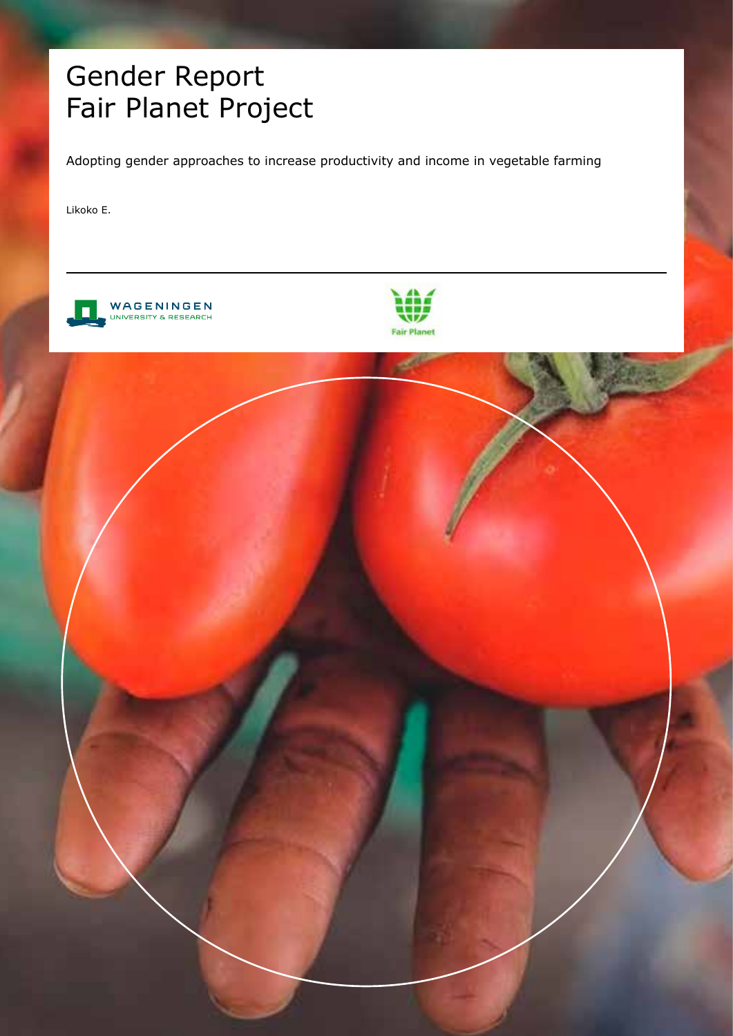# Gender Report
# Fair Planet Project

Adopting gender approaches to increase productivity and income in vegetable farming

Likoko E.

WAGENINGEN
UNIVERSITY & RESEARCH

Fair Planet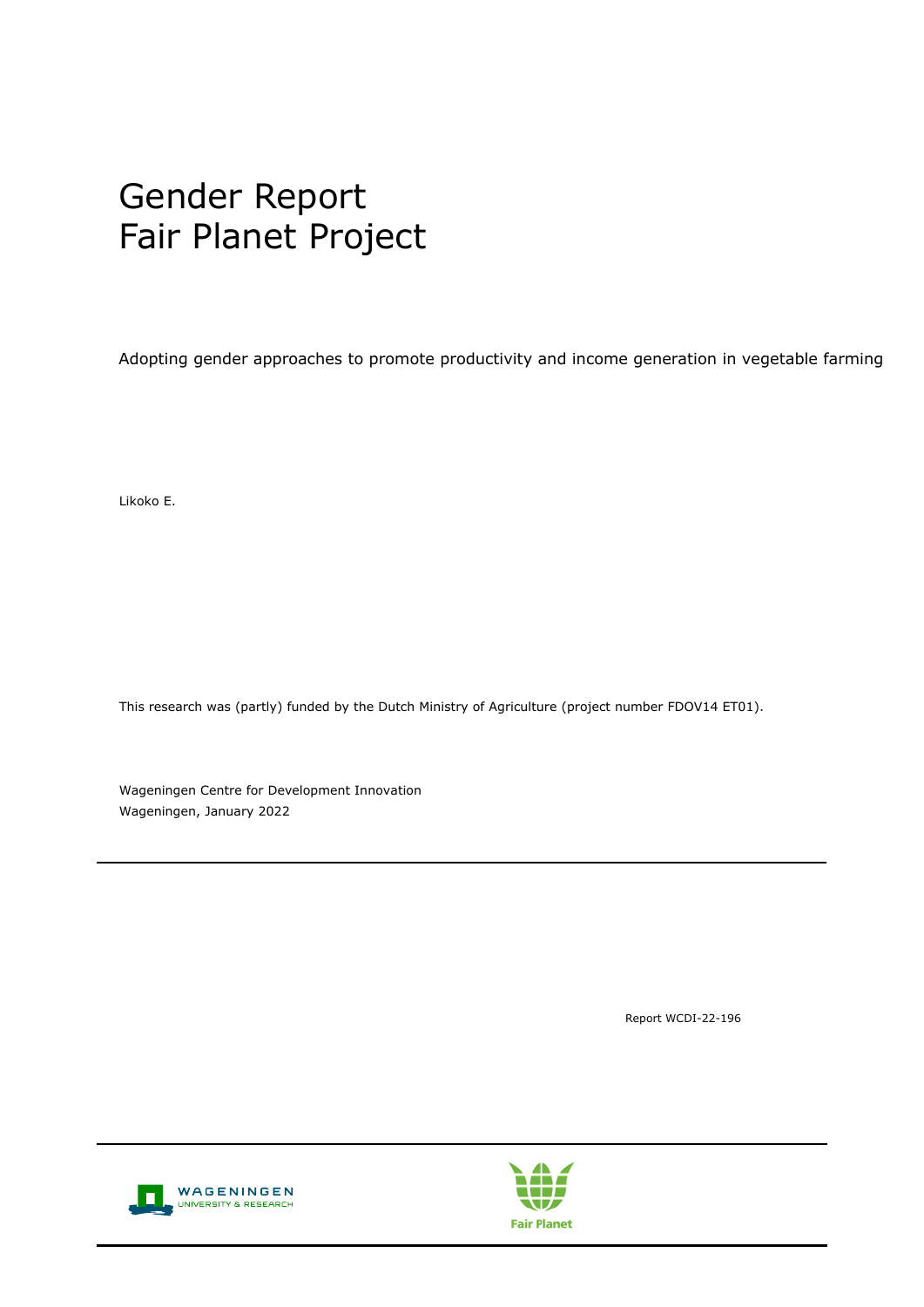# Gender Report
# Fair Planet Project

Adopting gender approaches to promote productivity and income generation in vegetable farming

Likoko E.

This research was (partly) funded by the Dutch Ministry of Agriculture (project number FDOV14 ET01).

Wageningen Centre for Development Innovation
Wageningen, January 2022

Report WCDI-22-196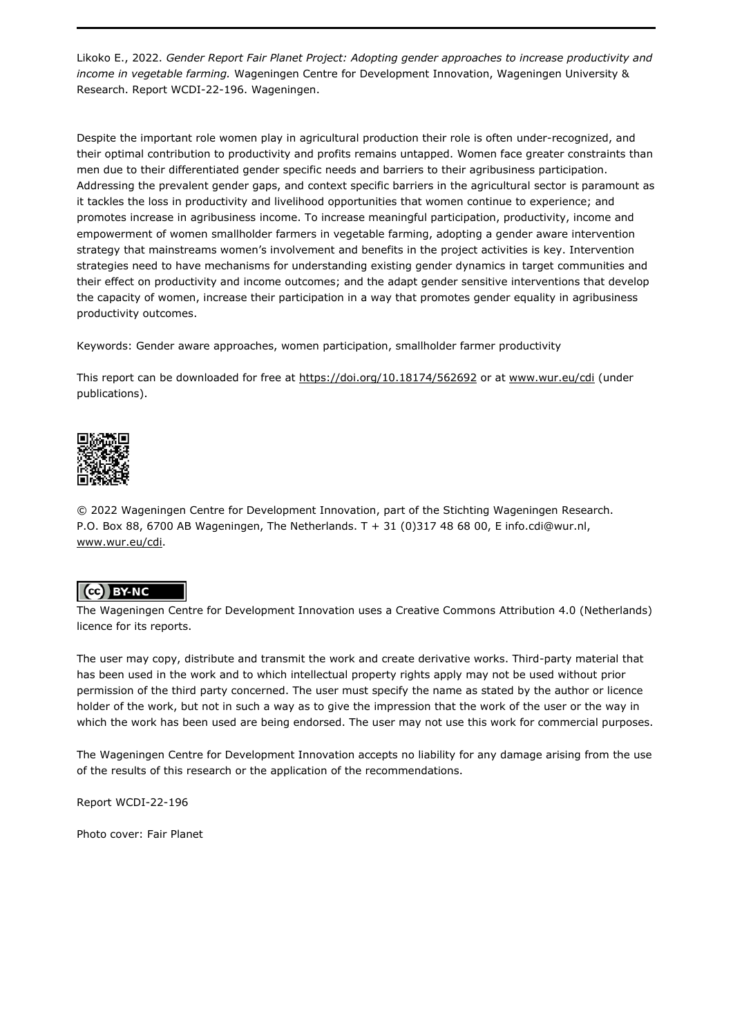Likoko E., 2022. *Gender Report Fair Planet Project: Adopting gender approaches to increase productivity and income in vegetable farming.* Wageningen Centre for Development Innovation, Wageningen University & Research. Report WCDI-22-196. Wageningen.

Despite the important role women play in agricultural production their role is often under-recognized, and their optimal contribution to productivity and profits remains untapped. Women face greater constraints than men due to their differentiated gender specific needs and barriers to their agribusiness participation. Addressing the prevalent gender gaps, and context specific barriers in the agricultural sector is paramount as it tackles the loss in productivity and livelihood opportunities that women continue to experience; and promotes increase in agribusiness income. To increase meaningful participation, productivity, income and empowerment of women smallholder farmers in vegetable farming, adopting a gender aware intervention strategy that mainstreams women's involvement and benefits in the project activities is key. Intervention strategies need to have mechanisms for understanding existing gender dynamics in target communities and their effect on productivity and income outcomes; and the adapt gender sensitive interventions that develop the capacity of women, increase their participation in a way that promotes gender equality in agribusiness productivity outcomes.

Keywords: Gender aware approaches, women participation, smallholder farmer productivity

This report can be downloaded for free at https://doi.org/10.18174/562692 or at www.wur.eu/cdi (under publications).

© 2022 Wageningen Centre for Development Innovation, part of the Stichting Wageningen Research. P.O. Box 88, 6700 AB Wageningen, The Netherlands. T + 31 (0)317 48 68 00, E info.cdi@wur.nl, www.wur.eu/cdi.

The Wageningen Centre for Development Innovation uses a Creative Commons Attribution 4.0 (Netherlands) licence for its reports.

The user may copy, distribute and transmit the work and create derivative works. Third-party material that has been used in the work and to which intellectual property rights apply may not be used without prior permission of the third party concerned. The user must specify the name as stated by the author or licence holder of the work, but not in such a way as to give the impression that the work of the user or the way in which the work has been used are being endorsed. The user may not use this work for commercial purposes.

The Wageningen Centre for Development Innovation accepts no liability for any damage arising from the use of the results of this research or the application of the recommendations.

Report WCDI-22-196

Photo cover: Fair Planet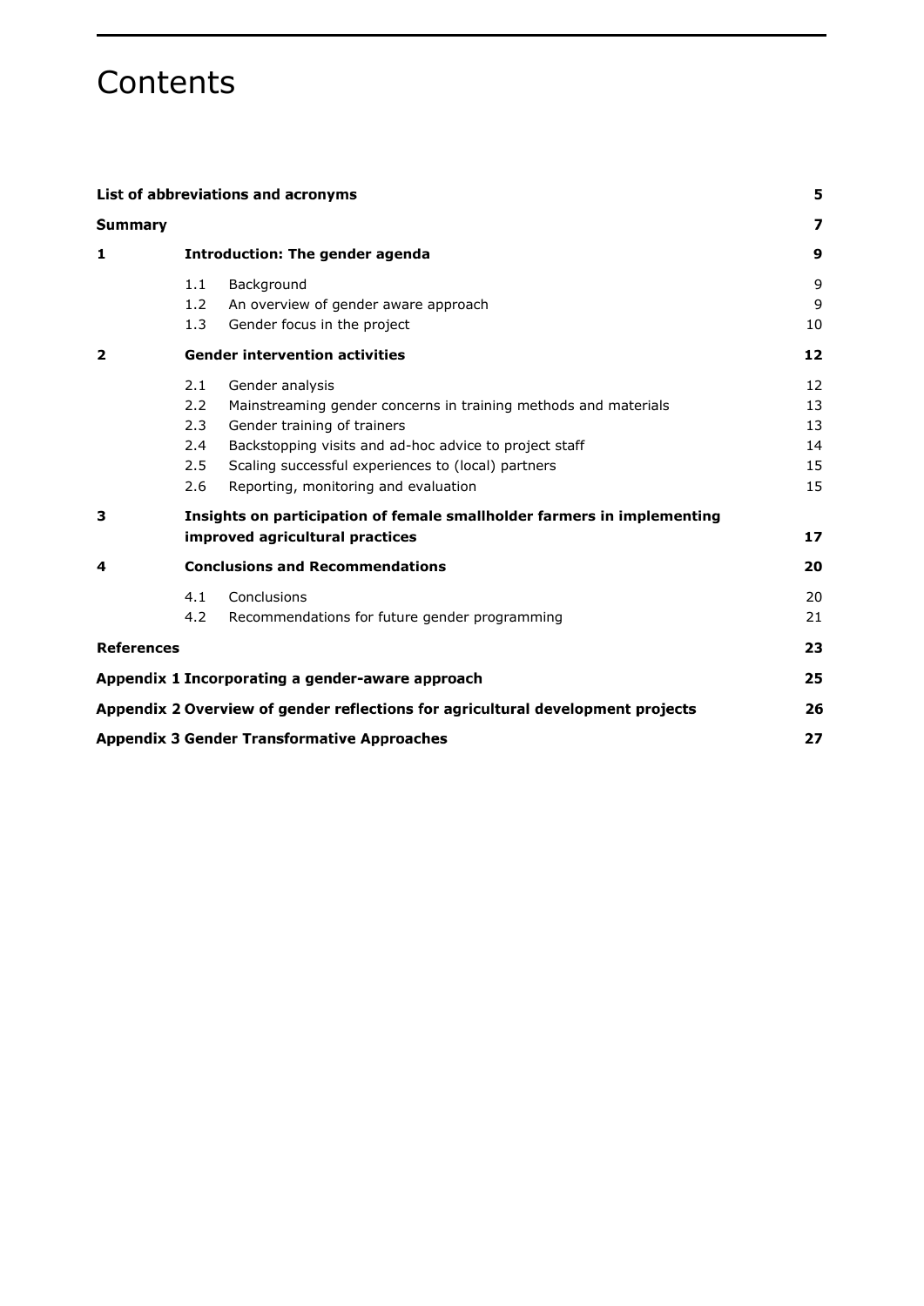# Contents

| | | | |
|---|---|---|---|
| **List of abbreviations and acronyms** | | | **5** |
| **Summary** | | | **7** |
| **1** | | **Introduction: The gender agenda** | **9** |
| | 1.1 | Background | 9 |
| | 1.2 | An overview of gender aware approach | 9 |
| | 1.3 | Gender focus in the project | 10 |
| **2** | | **Gender intervention activities** | **12** |
| | 2.1 | Gender analysis | 12 |
| | 2.2 | Mainstreaming gender concerns in training methods and materials | 13 |
| | 2.3 | Gender training of trainers | 13 |
| | 2.4 | Backstopping visits and ad-hoc advice to project staff | 14 |
| | 2.5 | Scaling successful experiences to (local) partners | 15 |
| | 2.6 | Reporting, monitoring and evaluation | 15 |
| **3** | | **Insights on participation of female smallholder farmers in implementing improved agricultural practices** | **17** |
| **4** | | **Conclusions and Recommendations** | **20** |
| | 4.1 | Conclusions | 20 |
| | 4.2 | Recommendations for future gender programming | 21 |
| **References** | | | **23** |
| **Appendix 1 Incorporating a gender-aware approach** | | | **25** |
| **Appendix 2 Overview of gender reflections for agricultural development projects** | | | **26** |
| **Appendix 3 Gender Transformative Approaches** | | | **27** |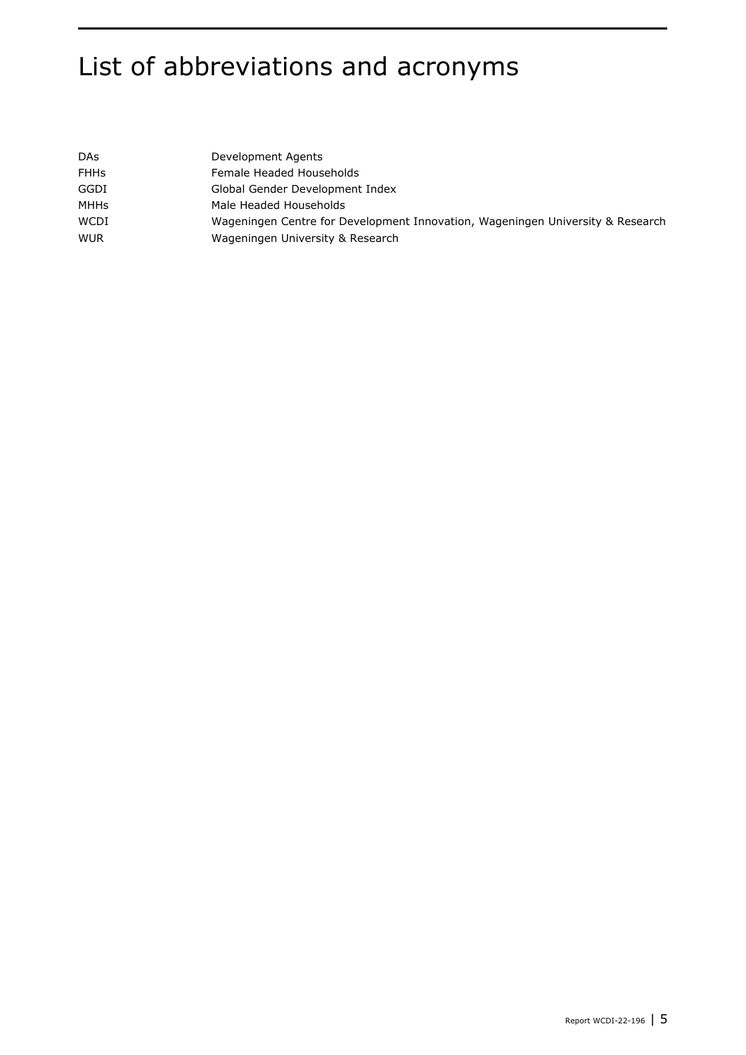# List of abbreviations and acronyms

| | |
|---|---|
| DAs | Development Agents |
| FHHs | Female Headed Households |
| GGDI | Global Gender Development Index |
| MHHs | Male Headed Households |
| WCDI | Wageningen Centre for Development Innovation, Wageningen University & Research |
| WUR | Wageningen University & Research |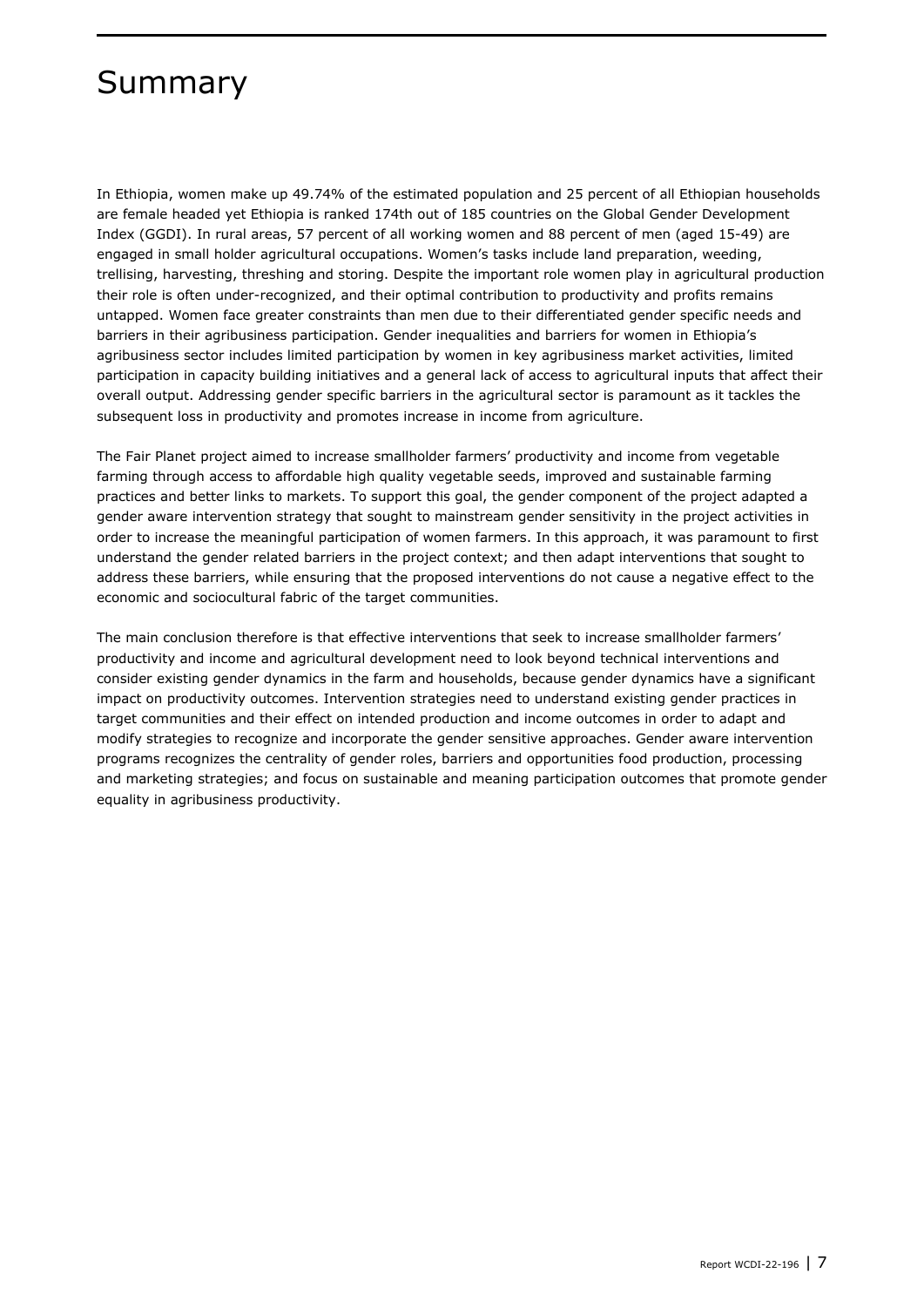# Summary

In Ethiopia, women make up 49.74% of the estimated population and 25 percent of all Ethiopian households are female headed yet Ethiopia is ranked 174th out of 185 countries on the Global Gender Development Index (GGDI). In rural areas, 57 percent of all working women and 88 percent of men (aged 15-49) are engaged in small holder agricultural occupations. Women's tasks include land preparation, weeding, trellising, harvesting, threshing and storing. Despite the important role women play in agricultural production their role is often under-recognized, and their optimal contribution to productivity and profits remains untapped. Women face greater constraints than men due to their differentiated gender specific needs and barriers in their agribusiness participation. Gender inequalities and barriers for women in Ethiopia's agribusiness sector includes limited participation by women in key agribusiness market activities, limited participation in capacity building initiatives and a general lack of access to agricultural inputs that affect their overall output. Addressing gender specific barriers in the agricultural sector is paramount as it tackles the subsequent loss in productivity and promotes increase in income from agriculture.

The Fair Planet project aimed to increase smallholder farmers' productivity and income from vegetable farming through access to affordable high quality vegetable seeds, improved and sustainable farming practices and better links to markets. To support this goal, the gender component of the project adapted a gender aware intervention strategy that sought to mainstream gender sensitivity in the project activities in order to increase the meaningful participation of women farmers. In this approach, it was paramount to first understand the gender related barriers in the project context; and then adapt interventions that sought to address these barriers, while ensuring that the proposed interventions do not cause a negative effect to the economic and sociocultural fabric of the target communities.

The main conclusion therefore is that effective interventions that seek to increase smallholder farmers' productivity and income and agricultural development need to look beyond technical interventions and consider existing gender dynamics in the farm and households, because gender dynamics have a significant impact on productivity outcomes. Intervention strategies need to understand existing gender practices in target communities and their effect on intended production and income outcomes in order to adapt and modify strategies to recognize and incorporate the gender sensitive approaches. Gender aware intervention programs recognizes the centrality of gender roles, barriers and opportunities food production, processing and marketing strategies; and focus on sustainable and meaning participation outcomes that promote gender equality in agribusiness productivity.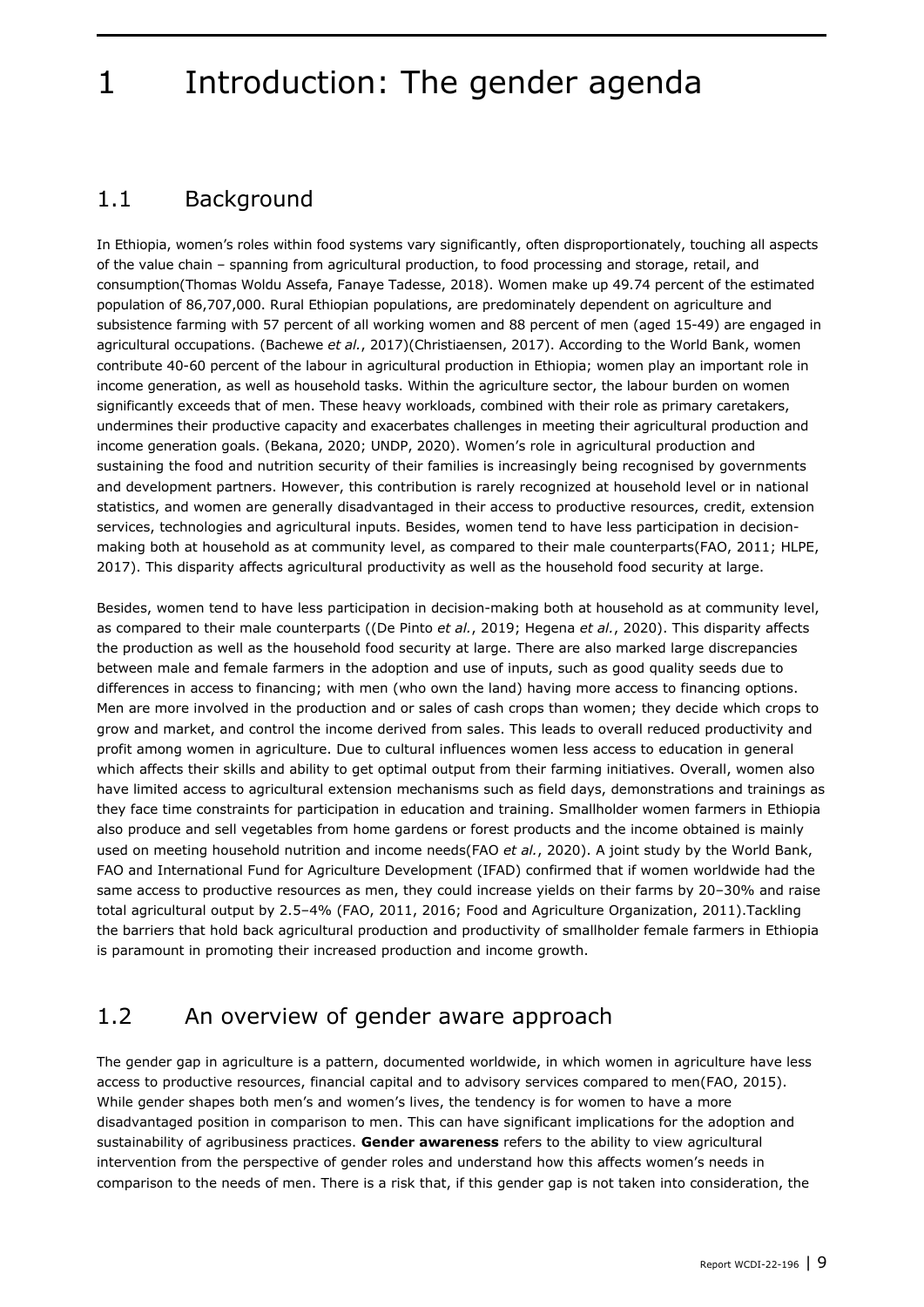# 1 Introduction: The gender agenda

## 1.1 Background

In Ethiopia, women's roles within food systems vary significantly, often disproportionately, touching all aspects of the value chain – spanning from agricultural production, to food processing and storage, retail, and consumption(Thomas Woldu Assefa, Fanaye Tadesse, 2018). Women make up 49.74 percent of the estimated population of 86,707,000. Rural Ethiopian populations, are predominately dependent on agriculture and subsistence farming with 57 percent of all working women and 88 percent of men (aged 15-49) are engaged in agricultural occupations. (Bachewe *et al.*, 2017)(Christiaensen, 2017). According to the World Bank, women contribute 40-60 percent of the labour in agricultural production in Ethiopia; women play an important role in income generation, as well as household tasks. Within the agriculture sector, the labour burden on women significantly exceeds that of men. These heavy workloads, combined with their role as primary caretakers, undermines their productive capacity and exacerbates challenges in meeting their agricultural production and income generation goals. (Bekana, 2020; UNDP, 2020). Women's role in agricultural production and sustaining the food and nutrition security of their families is increasingly being recognised by governments and development partners. However, this contribution is rarely recognized at household level or in national statistics, and women are generally disadvantaged in their access to productive resources, credit, extension services, technologies and agricultural inputs. Besides, women tend to have less participation in decision-making both at household as at community level, as compared to their male counterparts(FAO, 2011; HLPE, 2017). This disparity affects agricultural productivity as well as the household food security at large.

Besides, women tend to have less participation in decision-making both at household as at community level, as compared to their male counterparts ((De Pinto *et al.*, 2019; Hegena *et al.*, 2020). This disparity affects the production as well as the household food security at large. There are also marked large discrepancies between male and female farmers in the adoption and use of inputs, such as good quality seeds due to differences in access to financing; with men (who own the land) having more access to financing options. Men are more involved in the production and or sales of cash crops than women; they decide which crops to grow and market, and control the income derived from sales. This leads to overall reduced productivity and profit among women in agriculture. Due to cultural influences women less access to education in general which affects their skills and ability to get optimal output from their farming initiatives. Overall, women also have limited access to agricultural extension mechanisms such as field days, demonstrations and trainings as they face time constraints for participation in education and training. Smallholder women farmers in Ethiopia also produce and sell vegetables from home gardens or forest products and the income obtained is mainly used on meeting household nutrition and income needs(FAO *et al.*, 2020). A joint study by the World Bank, FAO and International Fund for Agriculture Development (IFAD) confirmed that if women worldwide had the same access to productive resources as men, they could increase yields on their farms by 20–30% and raise total agricultural output by 2.5–4% (FAO, 2011, 2016; Food and Agriculture Organization, 2011).Tackling the barriers that hold back agricultural production and productivity of smallholder female farmers in Ethiopia is paramount in promoting their increased production and income growth.

## 1.2 An overview of gender aware approach

The gender gap in agriculture is a pattern, documented worldwide, in which women in agriculture have less access to productive resources, financial capital and to advisory services compared to men(FAO, 2015). While gender shapes both men's and women's lives, the tendency is for women to have a more disadvantaged position in comparison to men. This can have significant implications for the adoption and sustainability of agribusiness practices. **Gender awareness** refers to the ability to view agricultural intervention from the perspective of gender roles and understand how this affects women's needs in comparison to the needs of men. There is a risk that, if this gender gap is not taken into consideration, the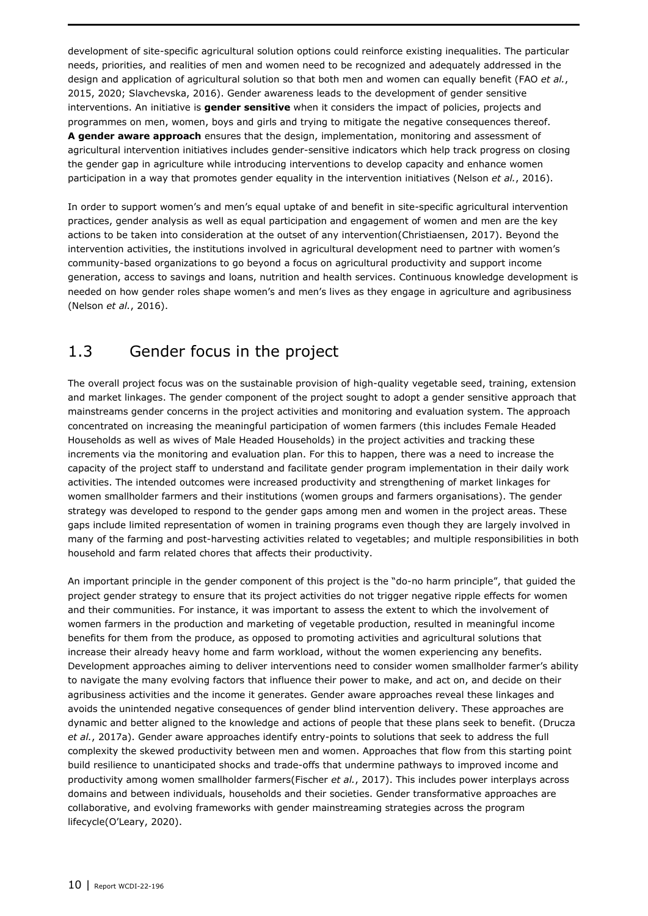development of site-specific agricultural solution options could reinforce existing inequalities. The particular needs, priorities, and realities of men and women need to be recognized and adequately addressed in the design and application of agricultural solution so that both men and women can equally benefit (FAO *et al.*, 2015, 2020; Slavchevska, 2016). Gender awareness leads to the development of gender sensitive interventions. An initiative is **gender sensitive** when it considers the impact of policies, projects and programmes on men, women, boys and girls and trying to mitigate the negative consequences thereof. **A gender aware approach** ensures that the design, implementation, monitoring and assessment of agricultural intervention initiatives includes gender-sensitive indicators which help track progress on closing the gender gap in agriculture while introducing interventions to develop capacity and enhance women participation in a way that promotes gender equality in the intervention initiatives (Nelson *et al.*, 2016).

In order to support women's and men's equal uptake of and benefit in site-specific agricultural intervention practices, gender analysis as well as equal participation and engagement of women and men are the key actions to be taken into consideration at the outset of any intervention(Christiaensen, 2017). Beyond the intervention activities, the institutions involved in agricultural development need to partner with women's community-based organizations to go beyond a focus on agricultural productivity and support income generation, access to savings and loans, nutrition and health services. Continuous knowledge development is needed on how gender roles shape women's and men's lives as they engage in agriculture and agribusiness (Nelson *et al.*, 2016).

## 1.3 Gender focus in the project

The overall project focus was on the sustainable provision of high-quality vegetable seed, training, extension and market linkages. The gender component of the project sought to adopt a gender sensitive approach that mainstreams gender concerns in the project activities and monitoring and evaluation system. The approach concentrated on increasing the meaningful participation of women farmers (this includes Female Headed Households as well as wives of Male Headed Households) in the project activities and tracking these increments via the monitoring and evaluation plan. For this to happen, there was a need to increase the capacity of the project staff to understand and facilitate gender program implementation in their daily work activities. The intended outcomes were increased productivity and strengthening of market linkages for women smallholder farmers and their institutions (women groups and farmers organisations). The gender strategy was developed to respond to the gender gaps among men and women in the project areas. These gaps include limited representation of women in training programs even though they are largely involved in many of the farming and post-harvesting activities related to vegetables; and multiple responsibilities in both household and farm related chores that affects their productivity.

An important principle in the gender component of this project is the "do-no harm principle", that guided the project gender strategy to ensure that its project activities do not trigger negative ripple effects for women and their communities. For instance, it was important to assess the extent to which the involvement of women farmers in the production and marketing of vegetable production, resulted in meaningful income benefits for them from the produce, as opposed to promoting activities and agricultural solutions that increase their already heavy home and farm workload, without the women experiencing any benefits. Development approaches aiming to deliver interventions need to consider women smallholder farmer's ability to navigate the many evolving factors that influence their power to make, and act on, and decide on their agribusiness activities and the income it generates. Gender aware approaches reveal these linkages and avoids the unintended negative consequences of gender blind intervention delivery. These approaches are dynamic and better aligned to the knowledge and actions of people that these plans seek to benefit. (Drucza *et al.*, 2017a). Gender aware approaches identify entry-points to solutions that seek to address the full complexity the skewed productivity between men and women. Approaches that flow from this starting point build resilience to unanticipated shocks and trade-offs that undermine pathways to improved income and productivity among women smallholder farmers(Fischer *et al.*, 2017). This includes power interplays across domains and between individuals, households and their societies. Gender transformative approaches are collaborative, and evolving frameworks with gender mainstreaming strategies across the program lifecycle(O'Leary, 2020).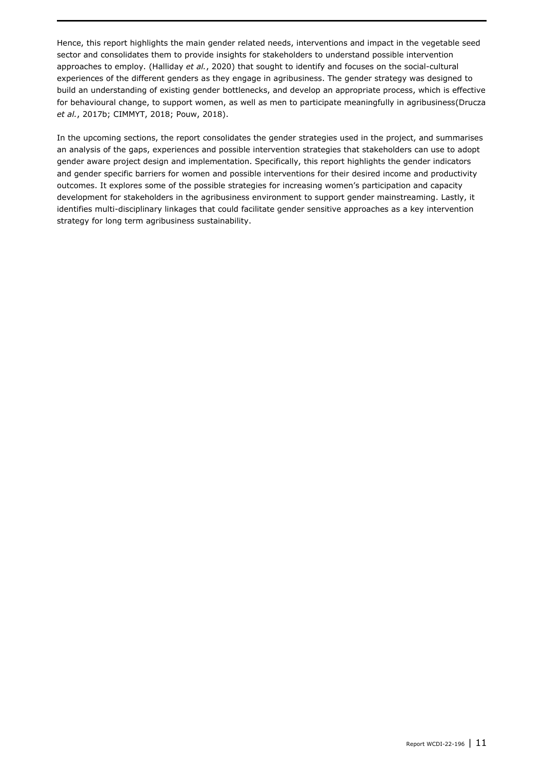Hence, this report highlights the main gender related needs, interventions and impact in the vegetable seed sector and consolidates them to provide insights for stakeholders to understand possible intervention approaches to employ. (Halliday *et al.*, 2020) that sought to identify and focuses on the social-cultural experiences of the different genders as they engage in agribusiness. The gender strategy was designed to build an understanding of existing gender bottlenecks, and develop an appropriate process, which is effective for behavioural change, to support women, as well as men to participate meaningfully in agribusiness(Drucza *et al.*, 2017b; CIMMYT, 2018; Pouw, 2018).

In the upcoming sections, the report consolidates the gender strategies used in the project, and summarises an analysis of the gaps, experiences and possible intervention strategies that stakeholders can use to adopt gender aware project design and implementation. Specifically, this report highlights the gender indicators and gender specific barriers for women and possible interventions for their desired income and productivity outcomes. It explores some of the possible strategies for increasing women's participation and capacity development for stakeholders in the agribusiness environment to support gender mainstreaming. Lastly, it identifies multi-disciplinary linkages that could facilitate gender sensitive approaches as a key intervention strategy for long term agribusiness sustainability.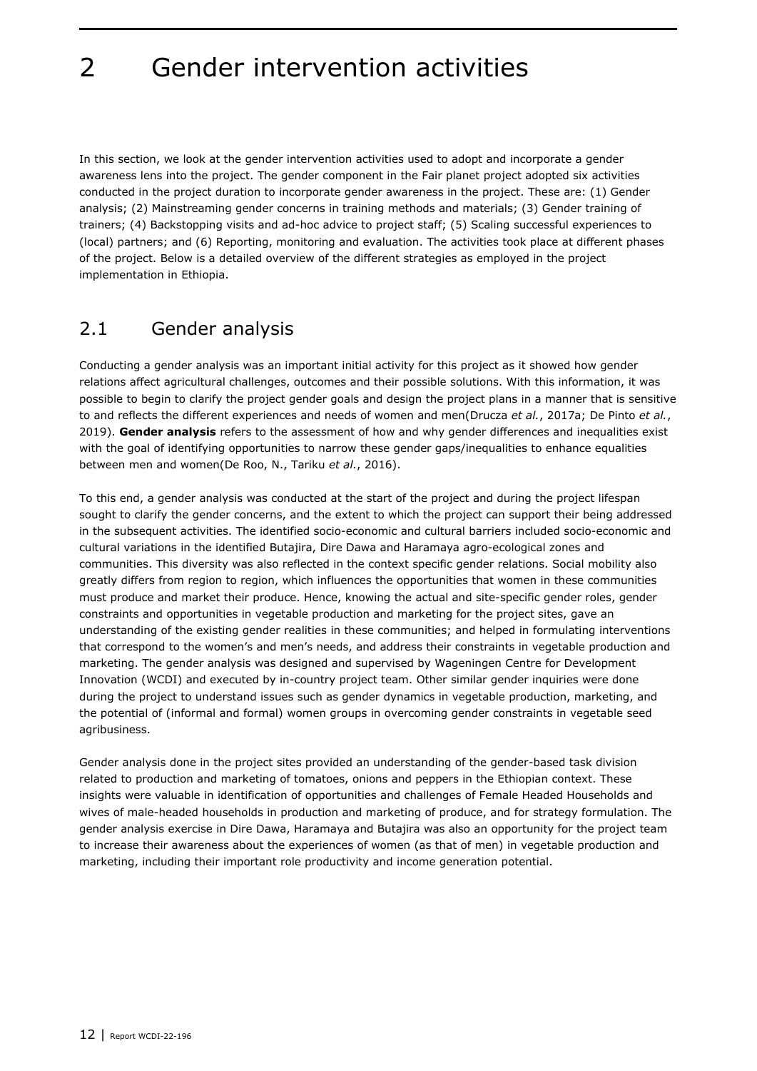// Page 14 of 34 · document 58af8e8b7e0d

# 2 Gender intervention activities

In this section, we look at the gender intervention activities used to adopt and incorporate a gender awareness lens into the project. The gender component in the Fair planet project adopted six activities conducted in the project duration to incorporate gender awareness in the project. These are: (1) Gender analysis; (2) Mainstreaming gender concerns in training methods and materials; (3) Gender training of trainers; (4) Backstopping visits and ad-hoc advice to project staff; (5) Scaling successful experiences to (local) partners; and (6) Reporting, monitoring and evaluation. The activities took place at different phases of the project. Below is a detailed overview of the different strategies as employed in the project implementation in Ethiopia.

## 2.1 Gender analysis

Conducting a gender analysis was an important initial activity for this project as it showed how gender relations affect agricultural challenges, outcomes and their possible solutions. With this information, it was possible to begin to clarify the project gender goals and design the project plans in a manner that is sensitive to and reflects the different experiences and needs of women and men(Drucza *et al.*, 2017a; De Pinto *et al.*, 2019). **Gender analysis** refers to the assessment of how and why gender differences and inequalities exist with the goal of identifying opportunities to narrow these gender gaps/inequalities to enhance equalities between men and women(De Roo, N., Tariku *et al.*, 2016).

To this end, a gender analysis was conducted at the start of the project and during the project lifespan sought to clarify the gender concerns, and the extent to which the project can support their being addressed in the subsequent activities. The identified socio-economic and cultural barriers included socio-economic and cultural variations in the identified Butajira, Dire Dawa and Haramaya agro-ecological zones and communities. This diversity was also reflected in the context specific gender relations. Social mobility also greatly differs from region to region, which influences the opportunities that women in these communities must produce and market their produce. Hence, knowing the actual and site-specific gender roles, gender constraints and opportunities in vegetable production and marketing for the project sites, gave an understanding of the existing gender realities in these communities; and helped in formulating interventions that correspond to the women's and men's needs, and address their constraints in vegetable production and marketing. The gender analysis was designed and supervised by Wageningen Centre for Development Innovation (WCDI) and executed by in-country project team. Other similar gender inquiries were done during the project to understand issues such as gender dynamics in vegetable production, marketing, and the potential of (informal and formal) women groups in overcoming gender constraints in vegetable seed agribusiness.

Gender analysis done in the project sites provided an understanding of the gender-based task division related to production and marketing of tomatoes, onions and peppers in the Ethiopian context. These insights were valuable in identification of opportunities and challenges of Female Headed Households and wives of male-headed households in production and marketing of produce, and for strategy formulation. The gender analysis exercise in Dire Dawa, Haramaya and Butajira was also an opportunity for the project team to increase their awareness about the experiences of women (as that of men) in vegetable production and marketing, including their important role productivity and income generation potential.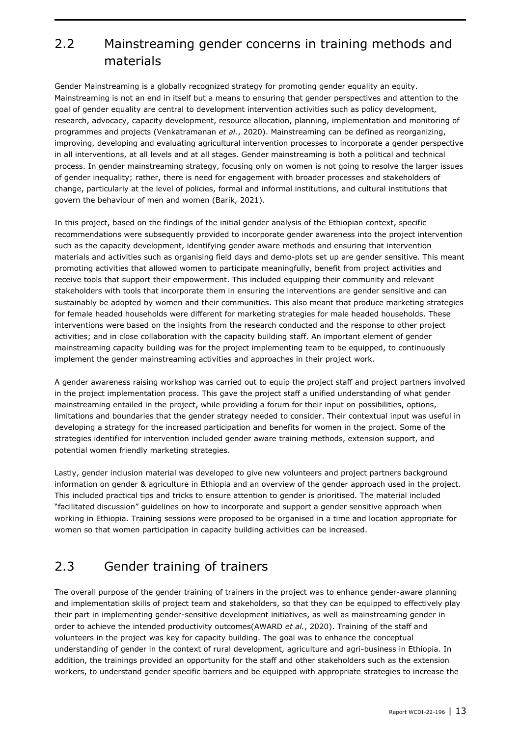## 2.2 Mainstreaming gender concerns in training methods and materials

Gender Mainstreaming is a globally recognized strategy for promoting gender equality an equity. Mainstreaming is not an end in itself but a means to ensuring that gender perspectives and attention to the goal of gender equality are central to development intervention activities such as policy development, research, advocacy, capacity development, resource allocation, planning, implementation and monitoring of programmes and projects (Venkatramanan *et al.*, 2020). Mainstreaming can be defined as reorganizing, improving, developing and evaluating agricultural intervention processes to incorporate a gender perspective in all interventions, at all levels and at all stages. Gender mainstreaming is both a political and technical process. In gender mainstreaming strategy, focusing only on women is not going to resolve the larger issues of gender inequality; rather, there is need for engagement with broader processes and stakeholders of change, particularly at the level of policies, formal and informal institutions, and cultural institutions that govern the behaviour of men and women (Barik, 2021).

In this project, based on the findings of the initial gender analysis of the Ethiopian context, specific recommendations were subsequently provided to incorporate gender awareness into the project intervention such as the capacity development, identifying gender aware methods and ensuring that intervention materials and activities such as organising field days and demo-plots set up are gender sensitive. This meant promoting activities that allowed women to participate meaningfully, benefit from project activities and receive tools that support their empowerment. This included equipping their community and relevant stakeholders with tools that incorporate them in ensuring the interventions are gender sensitive and can sustainably be adopted by women and their communities. This also meant that produce marketing strategies for female headed households were different for marketing strategies for male headed households. These interventions were based on the insights from the research conducted and the response to other project activities; and in close collaboration with the capacity building staff. An important element of gender mainstreaming capacity building was for the project implementing team to be equipped, to continuously implement the gender mainstreaming activities and approaches in their project work.

A gender awareness raising workshop was carried out to equip the project staff and project partners involved in the project implementation process. This gave the project staff a unified understanding of what gender mainstreaming entailed in the project, while providing a forum for their input on possibilities, options, limitations and boundaries that the gender strategy needed to consider. Their contextual input was useful in developing a strategy for the increased participation and benefits for women in the project. Some of the strategies identified for intervention included gender aware training methods, extension support, and potential women friendly marketing strategies.

Lastly, gender inclusion material was developed to give new volunteers and project partners background information on gender & agriculture in Ethiopia and an overview of the gender approach used in the project. This included practical tips and tricks to ensure attention to gender is prioritised. The material included "facilitated discussion" guidelines on how to incorporate and support a gender sensitive approach when working in Ethiopia. Training sessions were proposed to be organised in a time and location appropriate for women so that women participation in capacity building activities can be increased.

## 2.3 Gender training of trainers

The overall purpose of the gender training of trainers in the project was to enhance gender-aware planning and implementation skills of project team and stakeholders, so that they can be equipped to effectively play their part in implementing gender-sensitive development initiatives, as well as mainstreaming gender in order to achieve the intended productivity outcomes(AWARD *et al.*, 2020). Training of the staff and volunteers in the project was key for capacity building. The goal was to enhance the conceptual understanding of gender in the context of rural development, agriculture and agri-business in Ethiopia. In addition, the trainings provided an opportunity for the staff and other stakeholders such as the extension workers, to understand gender specific barriers and be equipped with appropriate strategies to increase the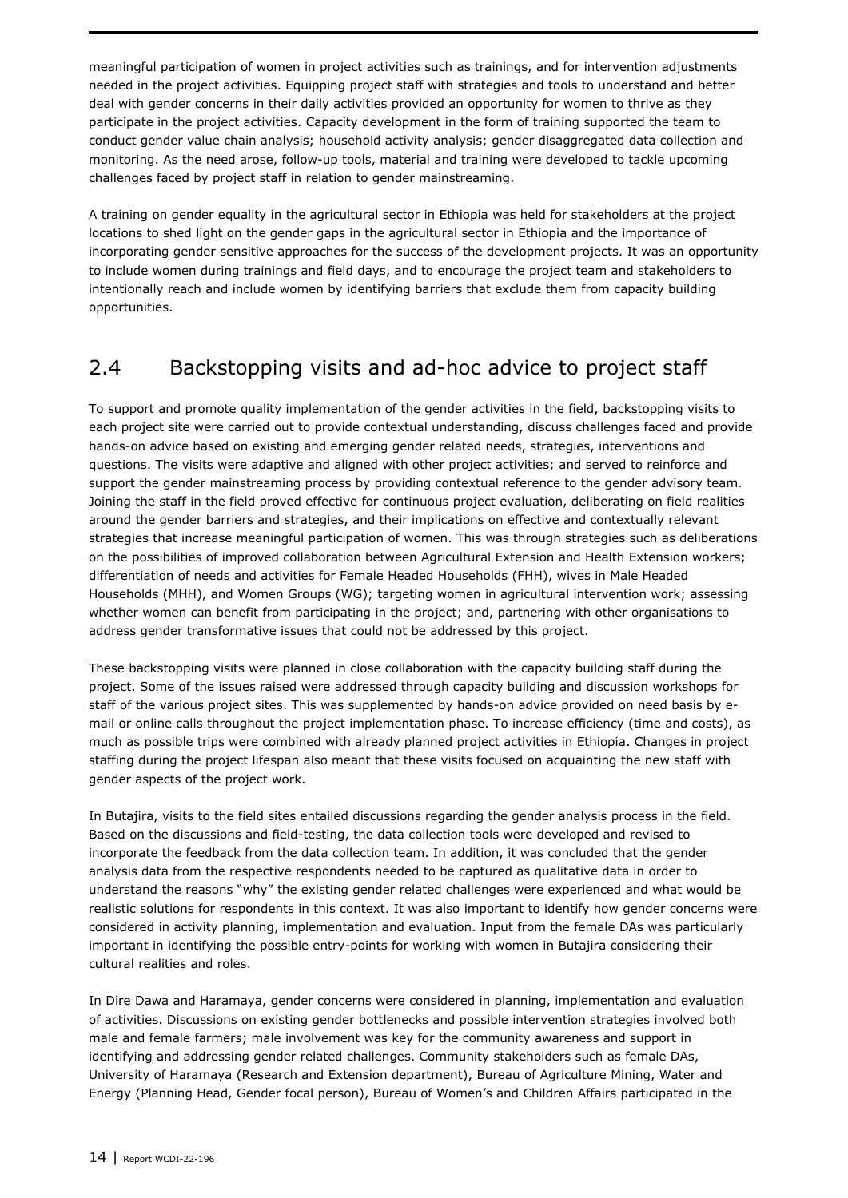meaningful participation of women in project activities such as trainings, and for intervention adjustments needed in the project activities. Equipping project staff with strategies and tools to understand and better deal with gender concerns in their daily activities provided an opportunity for women to thrive as they participate in the project activities. Capacity development in the form of training supported the team to conduct gender value chain analysis; household activity analysis; gender disaggregated data collection and monitoring. As the need arose, follow-up tools, material and training were developed to tackle upcoming challenges faced by project staff in relation to gender mainstreaming.

A training on gender equality in the agricultural sector in Ethiopia was held for stakeholders at the project locations to shed light on the gender gaps in the agricultural sector in Ethiopia and the importance of incorporating gender sensitive approaches for the success of the development projects. It was an opportunity to include women during trainings and field days, and to encourage the project team and stakeholders to intentionally reach and include women by identifying barriers that exclude them from capacity building opportunities.

## 2.4 Backstopping visits and ad-hoc advice to project staff

To support and promote quality implementation of the gender activities in the field, backstopping visits to each project site were carried out to provide contextual understanding, discuss challenges faced and provide hands-on advice based on existing and emerging gender related needs, strategies, interventions and questions. The visits were adaptive and aligned with other project activities; and served to reinforce and support the gender mainstreaming process by providing contextual reference to the gender advisory team. Joining the staff in the field proved effective for continuous project evaluation, deliberating on field realities around the gender barriers and strategies, and their implications on effective and contextually relevant strategies that increase meaningful participation of women. This was through strategies such as deliberations on the possibilities of improved collaboration between Agricultural Extension and Health Extension workers; differentiation of needs and activities for Female Headed Households (FHH), wives in Male Headed Households (MHH), and Women Groups (WG); targeting women in agricultural intervention work; assessing whether women can benefit from participating in the project; and, partnering with other organisations to address gender transformative issues that could not be addressed by this project.

These backstopping visits were planned in close collaboration with the capacity building staff during the project. Some of the issues raised were addressed through capacity building and discussion workshops for staff of the various project sites. This was supplemented by hands-on advice provided on need basis by e-mail or online calls throughout the project implementation phase. To increase efficiency (time and costs), as much as possible trips were combined with already planned project activities in Ethiopia. Changes in project staffing during the project lifespan also meant that these visits focused on acquainting the new staff with gender aspects of the project work.

In Butajira, visits to the field sites entailed discussions regarding the gender analysis process in the field. Based on the discussions and field-testing, the data collection tools were developed and revised to incorporate the feedback from the data collection team. In addition, it was concluded that the gender analysis data from the respective respondents needed to be captured as qualitative data in order to understand the reasons "why" the existing gender related challenges were experienced and what would be realistic solutions for respondents in this context. It was also important to identify how gender concerns were considered in activity planning, implementation and evaluation. Input from the female DAs was particularly important in identifying the possible entry-points for working with women in Butajira considering their cultural realities and roles.

In Dire Dawa and Haramaya, gender concerns were considered in planning, implementation and evaluation of activities. Discussions on existing gender bottlenecks and possible intervention strategies involved both male and female farmers; male involvement was key for the community awareness and support in identifying and addressing gender related challenges. Community stakeholders such as female DAs, University of Haramaya (Research and Extension department), Bureau of Agriculture Mining, Water and Energy (Planning Head, Gender focal person), Bureau of Women's and Children Affairs participated in the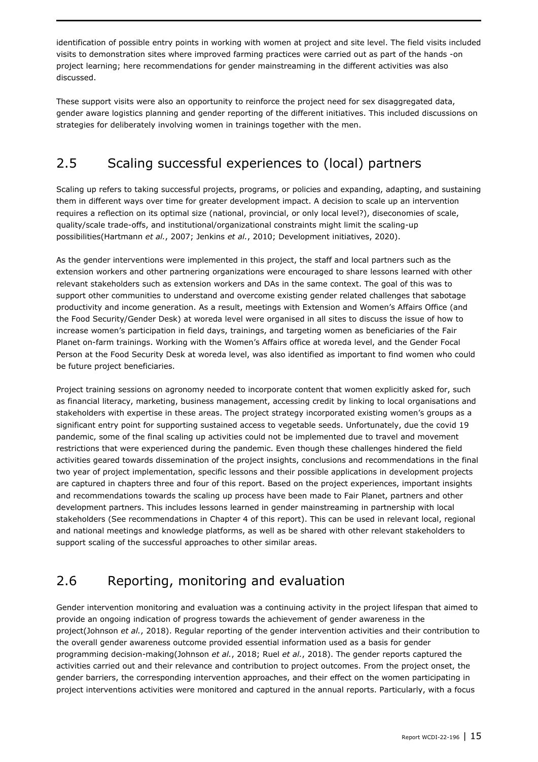identification of possible entry points in working with women at project and site level. The field visits included visits to demonstration sites where improved farming practices were carried out as part of the hands -on project learning; here recommendations for gender mainstreaming in the different activities was also discussed.

These support visits were also an opportunity to reinforce the project need for sex disaggregated data, gender aware logistics planning and gender reporting of the different initiatives. This included discussions on strategies for deliberately involving women in trainings together with the men.

## 2.5 Scaling successful experiences to (local) partners

Scaling up refers to taking successful projects, programs, or policies and expanding, adapting, and sustaining them in different ways over time for greater development impact. A decision to scale up an intervention requires a reflection on its optimal size (national, provincial, or only local level?), diseconomies of scale, quality/scale trade-offs, and institutional/organizational constraints might limit the scaling-up possibilities(Hartmann *et al.*, 2007; Jenkins *et al.*, 2010; Development initiatives, 2020).

As the gender interventions were implemented in this project, the staff and local partners such as the extension workers and other partnering organizations were encouraged to share lessons learned with other relevant stakeholders such as extension workers and DAs in the same context. The goal of this was to support other communities to understand and overcome existing gender related challenges that sabotage productivity and income generation. As a result, meetings with Extension and Women's Affairs Office (and the Food Security/Gender Desk) at woreda level were organised in all sites to discuss the issue of how to increase women's participation in field days, trainings, and targeting women as beneficiaries of the Fair Planet on-farm trainings. Working with the Women's Affairs office at woreda level, and the Gender Focal Person at the Food Security Desk at woreda level, was also identified as important to find women who could be future project beneficiaries.

Project training sessions on agronomy needed to incorporate content that women explicitly asked for, such as financial literacy, marketing, business management, accessing credit by linking to local organisations and stakeholders with expertise in these areas. The project strategy incorporated existing women's groups as a significant entry point for supporting sustained access to vegetable seeds. Unfortunately, due the covid 19 pandemic, some of the final scaling up activities could not be implemented due to travel and movement restrictions that were experienced during the pandemic. Even though these challenges hindered the field activities geared towards dissemination of the project insights, conclusions and recommendations in the final two year of project implementation, specific lessons and their possible applications in development projects are captured in chapters three and four of this report. Based on the project experiences, important insights and recommendations towards the scaling up process have been made to Fair Planet, partners and other development partners. This includes lessons learned in gender mainstreaming in partnership with local stakeholders (See recommendations in Chapter 4 of this report). This can be used in relevant local, regional and national meetings and knowledge platforms, as well as be shared with other relevant stakeholders to support scaling of the successful approaches to other similar areas.

## 2.6 Reporting, monitoring and evaluation

Gender intervention monitoring and evaluation was a continuing activity in the project lifespan that aimed to provide an ongoing indication of progress towards the achievement of gender awareness in the project(Johnson *et al.*, 2018). Regular reporting of the gender intervention activities and their contribution to the overall gender awareness outcome provided essential information used as a basis for gender programming decision-making(Johnson *et al.*, 2018; Ruel *et al.*, 2018). The gender reports captured the activities carried out and their relevance and contribution to project outcomes. From the project onset, the gender barriers, the corresponding intervention approaches, and their effect on the women participating in project interventions activities were monitored and captured in the annual reports. Particularly, with a focus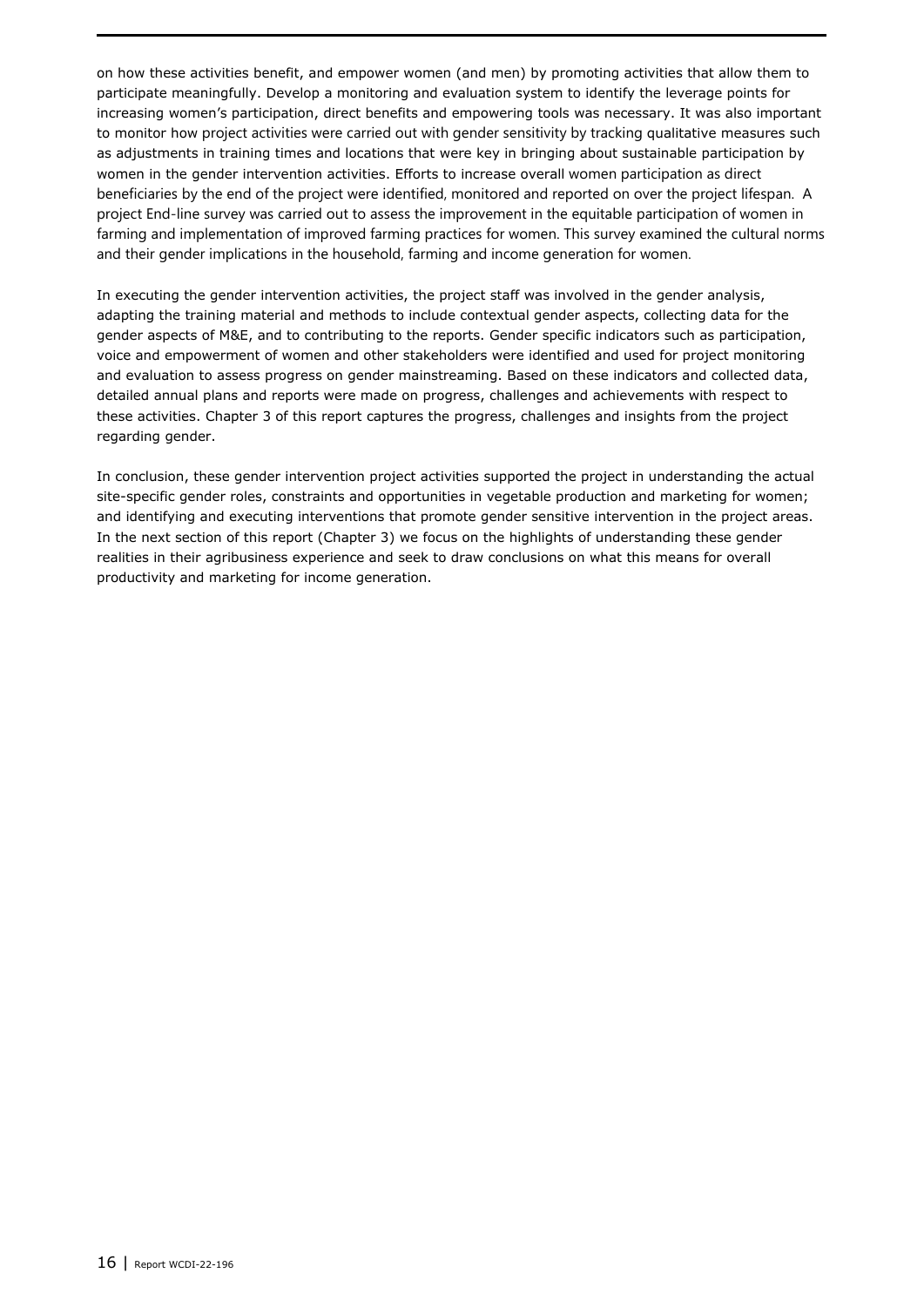on how these activities benefit, and empower women (and men) by promoting activities that allow them to participate meaningfully. Develop a monitoring and evaluation system to identify the leverage points for increasing women's participation, direct benefits and empowering tools was necessary. It was also important to monitor how project activities were carried out with gender sensitivity by tracking qualitative measures such as adjustments in training times and locations that were key in bringing about sustainable participation by women in the gender intervention activities. Efforts to increase overall women participation as direct beneficiaries by the end of the project were identified, monitored and reported on over the project lifespan. A project End-line survey was carried out to assess the improvement in the equitable participation of women in farming and implementation of improved farming practices for women. This survey examined the cultural norms and their gender implications in the household, farming and income generation for women.

In executing the gender intervention activities, the project staff was involved in the gender analysis, adapting the training material and methods to include contextual gender aspects, collecting data for the gender aspects of M&E, and to contributing to the reports. Gender specific indicators such as participation, voice and empowerment of women and other stakeholders were identified and used for project monitoring and evaluation to assess progress on gender mainstreaming. Based on these indicators and collected data, detailed annual plans and reports were made on progress, challenges and achievements with respect to these activities. Chapter 3 of this report captures the progress, challenges and insights from the project regarding gender.

In conclusion, these gender intervention project activities supported the project in understanding the actual site-specific gender roles, constraints and opportunities in vegetable production and marketing for women; and identifying and executing interventions that promote gender sensitive intervention in the project areas. In the next section of this report (Chapter 3) we focus on the highlights of understanding these gender realities in their agribusiness experience and seek to draw conclusions on what this means for overall productivity and marketing for income generation.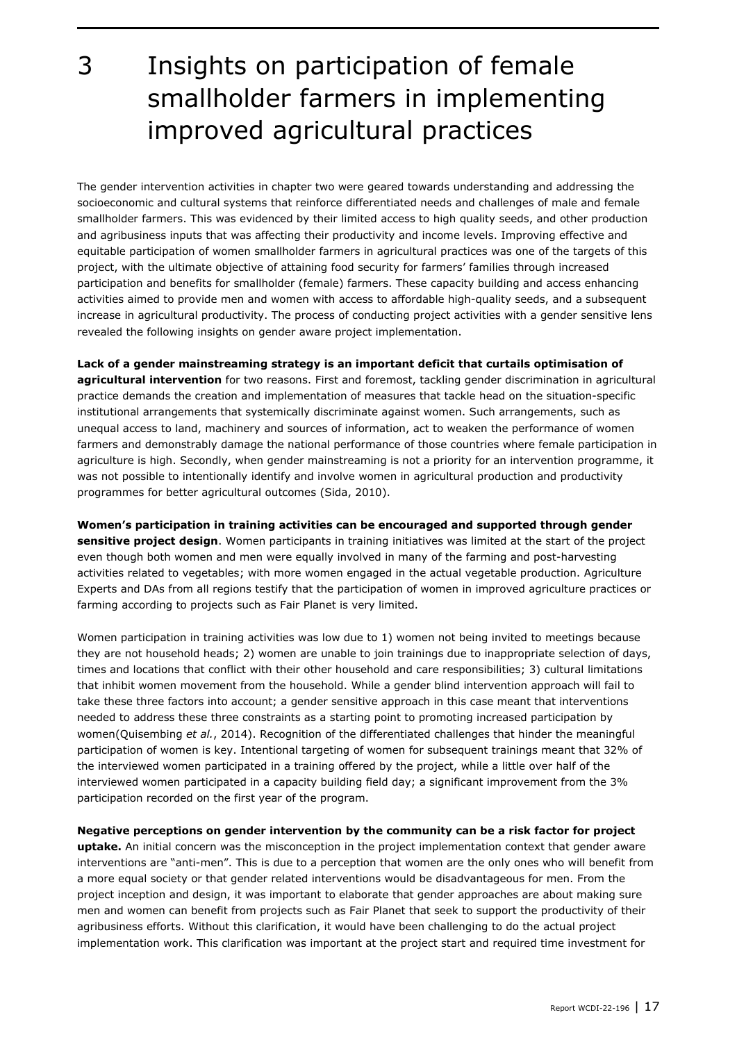# 3 Insights on participation of female smallholder farmers in implementing improved agricultural practices

The gender intervention activities in chapter two were geared towards understanding and addressing the socioeconomic and cultural systems that reinforce differentiated needs and challenges of male and female smallholder farmers. This was evidenced by their limited access to high quality seeds, and other production and agribusiness inputs that was affecting their productivity and income levels. Improving effective and equitable participation of women smallholder farmers in agricultural practices was one of the targets of this project, with the ultimate objective of attaining food security for farmers' families through increased participation and benefits for smallholder (female) farmers. These capacity building and access enhancing activities aimed to provide men and women with access to affordable high-quality seeds, and a subsequent increase in agricultural productivity. The process of conducting project activities with a gender sensitive lens revealed the following insights on gender aware project implementation.

**Lack of a gender mainstreaming strategy is an important deficit that curtails optimisation of agricultural intervention** for two reasons. First and foremost, tackling gender discrimination in agricultural practice demands the creation and implementation of measures that tackle head on the situation-specific institutional arrangements that systemically discriminate against women. Such arrangements, such as unequal access to land, machinery and sources of information, act to weaken the performance of women farmers and demonstrably damage the national performance of those countries where female participation in agriculture is high. Secondly, when gender mainstreaming is not a priority for an intervention programme, it was not possible to intentionally identify and involve women in agricultural production and productivity programmes for better agricultural outcomes (Sida, 2010).

**Women's participation in training activities can be encouraged and supported through gender sensitive project design**. Women participants in training initiatives was limited at the start of the project even though both women and men were equally involved in many of the farming and post-harvesting activities related to vegetables; with more women engaged in the actual vegetable production. Agriculture Experts and DAs from all regions testify that the participation of women in improved agriculture practices or farming according to projects such as Fair Planet is very limited.

Women participation in training activities was low due to 1) women not being invited to meetings because they are not household heads; 2) women are unable to join trainings due to inappropriate selection of days, times and locations that conflict with their other household and care responsibilities; 3) cultural limitations that inhibit women movement from the household. While a gender blind intervention approach will fail to take these three factors into account; a gender sensitive approach in this case meant that interventions needed to address these three constraints as a starting point to promoting increased participation by women(Quisembing *et al.*, 2014). Recognition of the differentiated challenges that hinder the meaningful participation of women is key. Intentional targeting of women for subsequent trainings meant that 32% of the interviewed women participated in a training offered by the project, while a little over half of the interviewed women participated in a capacity building field day; a significant improvement from the 3% participation recorded on the first year of the program.

**Negative perceptions on gender intervention by the community can be a risk factor for project uptake.** An initial concern was the misconception in the project implementation context that gender aware interventions are "anti-men". This is due to a perception that women are the only ones who will benefit from a more equal society or that gender related interventions would be disadvantageous for men. From the project inception and design, it was important to elaborate that gender approaches are about making sure men and women can benefit from projects such as Fair Planet that seek to support the productivity of their agribusiness efforts. Without this clarification, it would have been challenging to do the actual project implementation work. This clarification was important at the project start and required time investment for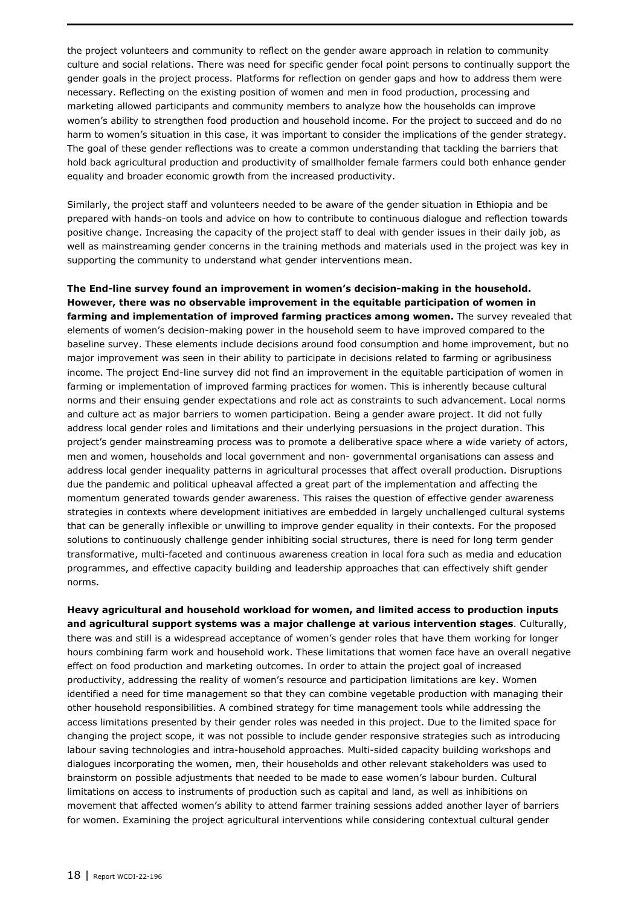the project volunteers and community to reflect on the gender aware approach in relation to community culture and social relations. There was need for specific gender focal point persons to continually support the gender goals in the project process. Platforms for reflection on gender gaps and how to address them were necessary. Reflecting on the existing position of women and men in food production, processing and marketing allowed participants and community members to analyze how the households can improve women's ability to strengthen food production and household income. For the project to succeed and do no harm to women's situation in this case, it was important to consider the implications of the gender strategy. The goal of these gender reflections was to create a common understanding that tackling the barriers that hold back agricultural production and productivity of smallholder female farmers could both enhance gender equality and broader economic growth from the increased productivity.

Similarly, the project staff and volunteers needed to be aware of the gender situation in Ethiopia and be prepared with hands-on tools and advice on how to contribute to continuous dialogue and reflection towards positive change. Increasing the capacity of the project staff to deal with gender issues in their daily job, as well as mainstreaming gender concerns in the training methods and materials used in the project was key in supporting the community to understand what gender interventions mean.

**The End-line survey found an improvement in women's decision-making in the household. However, there was no observable improvement in the equitable participation of women in farming and implementation of improved farming practices among women.** The survey revealed that elements of women's decision-making power in the household seem to have improved compared to the baseline survey. These elements include decisions around food consumption and home improvement, but no major improvement was seen in their ability to participate in decisions related to farming or agribusiness income. The project End-line survey did not find an improvement in the equitable participation of women in farming or implementation of improved farming practices for women. This is inherently because cultural norms and their ensuing gender expectations and role act as constraints to such advancement. Local norms and culture act as major barriers to women participation. Being a gender aware project. It did not fully address local gender roles and limitations and their underlying persuasions in the project duration. This project's gender mainstreaming process was to promote a deliberative space where a wide variety of actors, men and women, households and local government and non- governmental organisations can assess and address local gender inequality patterns in agricultural processes that affect overall production. Disruptions due the pandemic and political upheaval affected a great part of the implementation and affecting the momentum generated towards gender awareness. This raises the question of effective gender awareness strategies in contexts where development initiatives are embedded in largely unchallenged cultural systems that can be generally inflexible or unwilling to improve gender equality in their contexts. For the proposed solutions to continuously challenge gender inhibiting social structures, there is need for long term gender transformative, multi-faceted and continuous awareness creation in local fora such as media and education programmes, and effective capacity building and leadership approaches that can effectively shift gender norms.

**Heavy agricultural and household workload for women, and limited access to production inputs and agricultural support systems was a major challenge at various intervention stages**. Culturally, there was and still is a widespread acceptance of women's gender roles that have them working for longer hours combining farm work and household work. These limitations that women face have an overall negative effect on food production and marketing outcomes. In order to attain the project goal of increased productivity, addressing the reality of women's resource and participation limitations are key. Women identified a need for time management so that they can combine vegetable production with managing their other household responsibilities. A combined strategy for time management tools while addressing the access limitations presented by their gender roles was needed in this project. Due to the limited space for changing the project scope, it was not possible to include gender responsive strategies such as introducing labour saving technologies and intra-household approaches. Multi-sided capacity building workshops and dialogues incorporating the women, men, their households and other relevant stakeholders was used to brainstorm on possible adjustments that needed to be made to ease women's labour burden. Cultural limitations on access to instruments of production such as capital and land, as well as inhibitions on movement that affected women's ability to attend farmer training sessions added another layer of barriers for women. Examining the project agricultural interventions while considering contextual cultural gender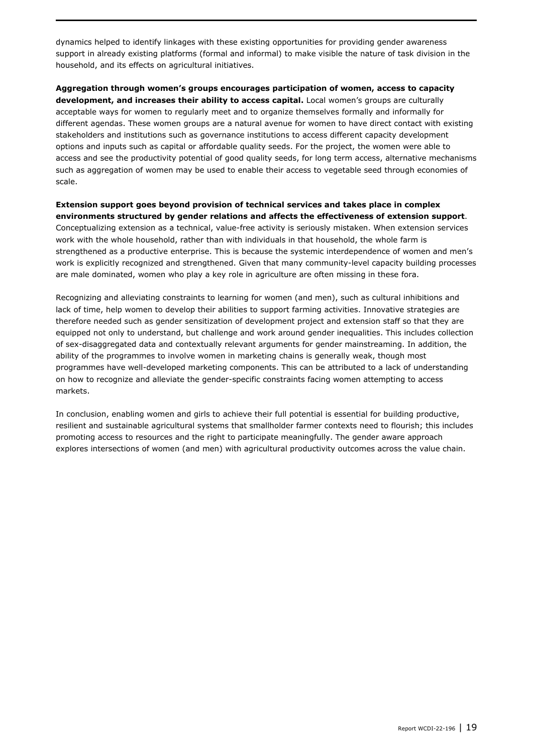dynamics helped to identify linkages with these existing opportunities for providing gender awareness support in already existing platforms (formal and informal) to make visible the nature of task division in the household, and its effects on agricultural initiatives.

**Aggregation through women's groups encourages participation of women, access to capacity development, and increases their ability to access capital.** Local women's groups are culturally acceptable ways for women to regularly meet and to organize themselves formally and informally for different agendas. These women groups are a natural avenue for women to have direct contact with existing stakeholders and institutions such as governance institutions to access different capacity development options and inputs such as capital or affordable quality seeds. For the project, the women were able to access and see the productivity potential of good quality seeds, for long term access, alternative mechanisms such as aggregation of women may be used to enable their access to vegetable seed through economies of scale.

**Extension support goes beyond provision of technical services and takes place in complex environments structured by gender relations and affects the effectiveness of extension support**. Conceptualizing extension as a technical, value-free activity is seriously mistaken. When extension services work with the whole household, rather than with individuals in that household, the whole farm is strengthened as a productive enterprise. This is because the systemic interdependence of women and men's work is explicitly recognized and strengthened. Given that many community-level capacity building processes are male dominated, women who play a key role in agriculture are often missing in these fora.

Recognizing and alleviating constraints to learning for women (and men), such as cultural inhibitions and lack of time, help women to develop their abilities to support farming activities. Innovative strategies are therefore needed such as gender sensitization of development project and extension staff so that they are equipped not only to understand, but challenge and work around gender inequalities. This includes collection of sex-disaggregated data and contextually relevant arguments for gender mainstreaming. In addition, the ability of the programmes to involve women in marketing chains is generally weak, though most programmes have well-developed marketing components. This can be attributed to a lack of understanding on how to recognize and alleviate the gender-specific constraints facing women attempting to access markets.

In conclusion, enabling women and girls to achieve their full potential is essential for building productive, resilient and sustainable agricultural systems that smallholder farmer contexts need to flourish; this includes promoting access to resources and the right to participate meaningfully. The gender aware approach explores intersections of women (and men) with agricultural productivity outcomes across the value chain.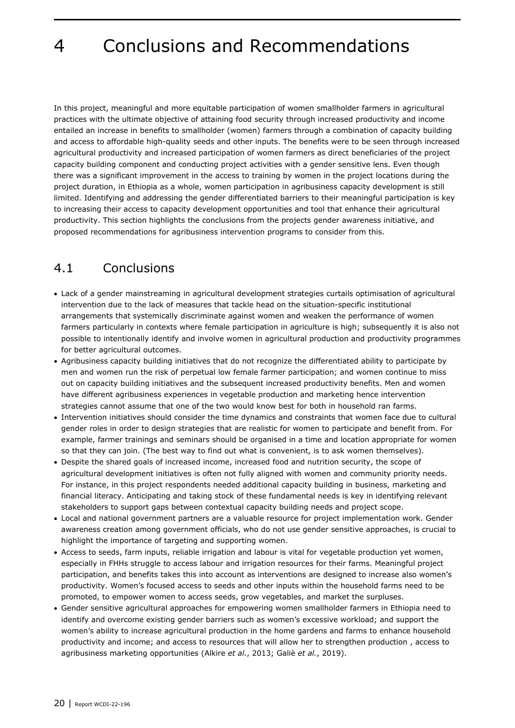# 4 Conclusions and Recommendations

In this project, meaningful and more equitable participation of women smallholder farmers in agricultural practices with the ultimate objective of attaining food security through increased productivity and income entailed an increase in benefits to smallholder (women) farmers through a combination of capacity building and access to affordable high-quality seeds and other inputs. The benefits were to be seen through increased agricultural productivity and increased participation of women farmers as direct beneficiaries of the project capacity building component and conducting project activities with a gender sensitive lens. Even though there was a significant improvement in the access to training by women in the project locations during the project duration, in Ethiopia as a whole, women participation in agribusiness capacity development is still limited. Identifying and addressing the gender differentiated barriers to their meaningful participation is key to increasing their access to capacity development opportunities and tool that enhance their agricultural productivity. This section highlights the conclusions from the projects gender awareness initiative, and proposed recommendations for agribusiness intervention programs to consider from this.

## 4.1 Conclusions

- Lack of a gender mainstreaming in agricultural development strategies curtails optimisation of agricultural intervention due to the lack of measures that tackle head on the situation-specific institutional arrangements that systemically discriminate against women and weaken the performance of women farmers particularly in contexts where female participation in agriculture is high; subsequently it is also not possible to intentionally identify and involve women in agricultural production and productivity programmes for better agricultural outcomes.
- Agribusiness capacity building initiatives that do not recognize the differentiated ability to participate by men and women run the risk of perpetual low female farmer participation; and women continue to miss out on capacity building initiatives and the subsequent increased productivity benefits. Men and women have different agribusiness experiences in vegetable production and marketing hence intervention strategies cannot assume that one of the two would know best for both in household ran farms.
- Intervention initiatives should consider the time dynamics and constraints that women face due to cultural gender roles in order to design strategies that are realistic for women to participate and benefit from. For example, farmer trainings and seminars should be organised in a time and location appropriate for women so that they can join. (The best way to find out what is convenient, is to ask women themselves).
- Despite the shared goals of increased income, increased food and nutrition security, the scope of agricultural development initiatives is often not fully aligned with women and community priority needs. For instance, in this project respondents needed additional capacity building in business, marketing and financial literacy. Anticipating and taking stock of these fundamental needs is key in identifying relevant stakeholders to support gaps between contextual capacity building needs and project scope.
- Local and national government partners are a valuable resource for project implementation work. Gender awareness creation among government officials, who do not use gender sensitive approaches, is crucial to highlight the importance of targeting and supporting women.
- Access to seeds, farm inputs, reliable irrigation and labour is vital for vegetable production yet women, especially in FHHs struggle to access labour and irrigation resources for their farms. Meaningful project participation, and benefits takes this into account as interventions are designed to increase also women's productivity. Women's focused access to seeds and other inputs within the household farms need to be promoted, to empower women to access seeds, grow vegetables, and market the surpluses.
- Gender sensitive agricultural approaches for empowering women smallholder farmers in Ethiopia need to identify and overcome existing gender barriers such as women's excessive workload; and support the women's ability to increase agricultural production in the home gardens and farms to enhance household productivity and income; and access to resources that will allow her to strengthen production , access to agribusiness marketing opportunities (Alkire *et al.*, 2013; Galiè *et al.*, 2019).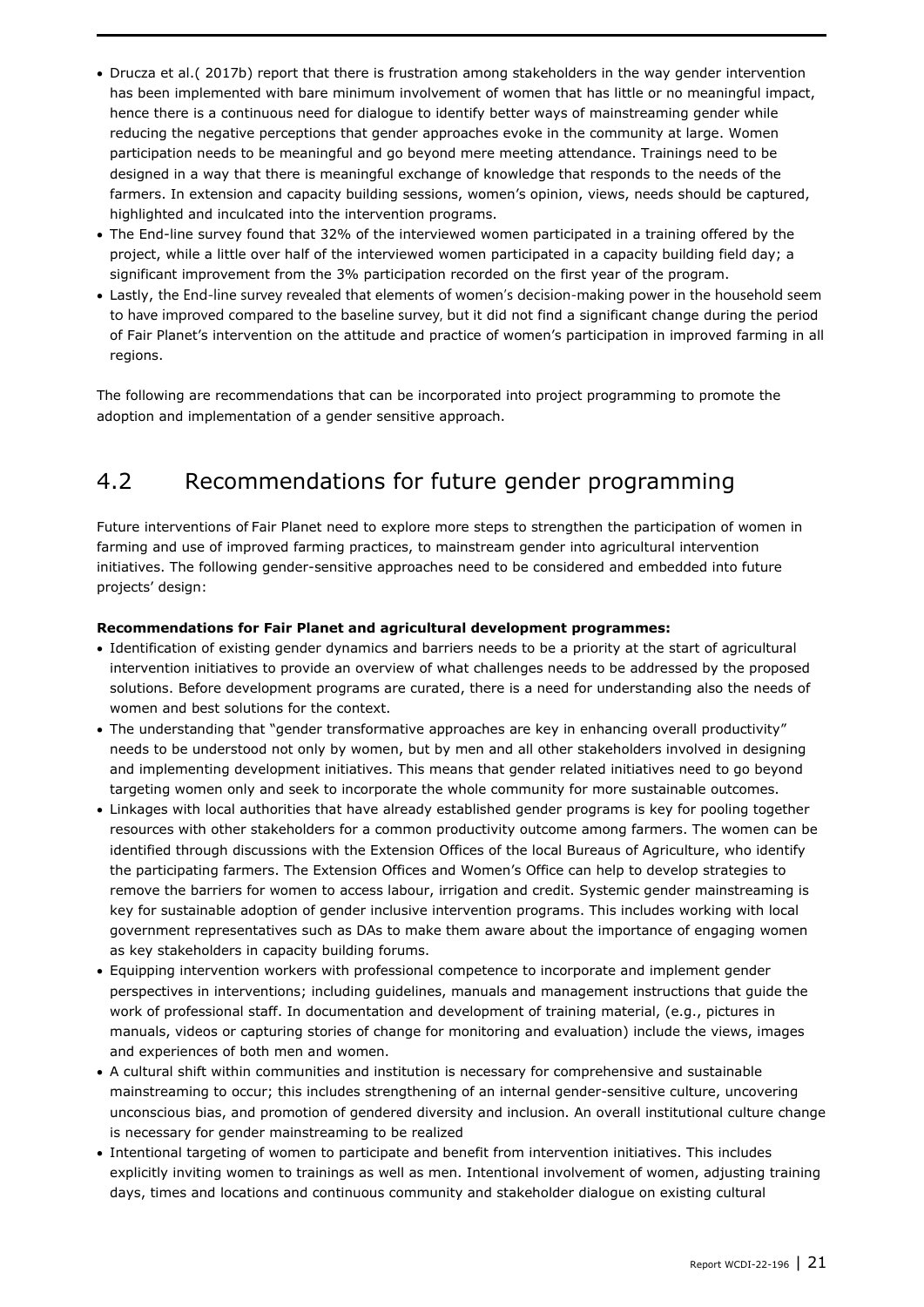- Drucza et al.( 2017b) report that there is frustration among stakeholders in the way gender intervention has been implemented with bare minimum involvement of women that has little or no meaningful impact, hence there is a continuous need for dialogue to identify better ways of mainstreaming gender while reducing the negative perceptions that gender approaches evoke in the community at large. Women participation needs to be meaningful and go beyond mere meeting attendance. Trainings need to be designed in a way that there is meaningful exchange of knowledge that responds to the needs of the farmers. In extension and capacity building sessions, women's opinion, views, needs should be captured, highlighted and inculcated into the intervention programs.
- The End-line survey found that 32% of the interviewed women participated in a training offered by the project, while a little over half of the interviewed women participated in a capacity building field day; a significant improvement from the 3% participation recorded on the first year of the program.
- Lastly, the End-line survey revealed that elements of women's decision-making power in the household seem to have improved compared to the baseline survey, but it did not find a significant change during the period of Fair Planet's intervention on the attitude and practice of women's participation in improved farming in all regions.

The following are recommendations that can be incorporated into project programming to promote the adoption and implementation of a gender sensitive approach.

## 4.2 Recommendations for future gender programming

Future interventions of Fair Planet need to explore more steps to strengthen the participation of women in farming and use of improved farming practices, to mainstream gender into agricultural intervention initiatives. The following gender-sensitive approaches need to be considered and embedded into future projects' design:

**Recommendations for Fair Planet and agricultural development programmes:**

- Identification of existing gender dynamics and barriers needs to be a priority at the start of agricultural intervention initiatives to provide an overview of what challenges needs to be addressed by the proposed solutions. Before development programs are curated, there is a need for understanding also the needs of women and best solutions for the context.
- The understanding that "gender transformative approaches are key in enhancing overall productivity" needs to be understood not only by women, but by men and all other stakeholders involved in designing and implementing development initiatives. This means that gender related initiatives need to go beyond targeting women only and seek to incorporate the whole community for more sustainable outcomes.
- Linkages with local authorities that have already established gender programs is key for pooling together resources with other stakeholders for a common productivity outcome among farmers. The women can be identified through discussions with the Extension Offices of the local Bureaus of Agriculture, who identify the participating farmers. The Extension Offices and Women's Office can help to develop strategies to remove the barriers for women to access labour, irrigation and credit. Systemic gender mainstreaming is key for sustainable adoption of gender inclusive intervention programs. This includes working with local government representatives such as DAs to make them aware about the importance of engaging women as key stakeholders in capacity building forums.
- Equipping intervention workers with professional competence to incorporate and implement gender perspectives in interventions; including guidelines, manuals and management instructions that guide the work of professional staff. In documentation and development of training material, (e.g., pictures in manuals, videos or capturing stories of change for monitoring and evaluation) include the views, images and experiences of both men and women.
- A cultural shift within communities and institution is necessary for comprehensive and sustainable mainstreaming to occur; this includes strengthening of an internal gender-sensitive culture, uncovering unconscious bias, and promotion of gendered diversity and inclusion. An overall institutional culture change is necessary for gender mainstreaming to be realized
- Intentional targeting of women to participate and benefit from intervention initiatives. This includes explicitly inviting women to trainings as well as men. Intentional involvement of women, adjusting training days, times and locations and continuous community and stakeholder dialogue on existing cultural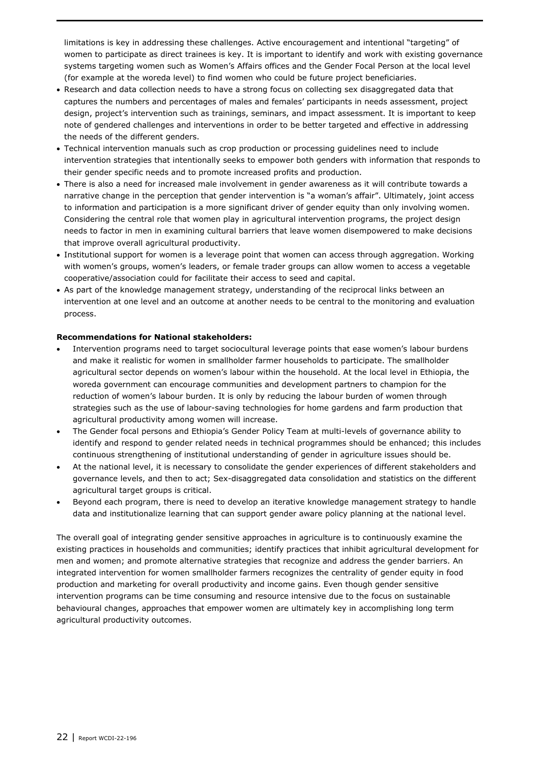limitations is key in addressing these challenges. Active encouragement and intentional "targeting" of women to participate as direct trainees is key. It is important to identify and work with existing governance systems targeting women such as Women's Affairs offices and the Gender Focal Person at the local level (for example at the woreda level) to find women who could be future project beneficiaries.

- Research and data collection needs to have a strong focus on collecting sex disaggregated data that captures the numbers and percentages of males and females' participants in needs assessment, project design, project's intervention such as trainings, seminars, and impact assessment. It is important to keep note of gendered challenges and interventions in order to be better targeted and effective in addressing the needs of the different genders.
- Technical intervention manuals such as crop production or processing guidelines need to include intervention strategies that intentionally seeks to empower both genders with information that responds to their gender specific needs and to promote increased profits and production.
- There is also a need for increased male involvement in gender awareness as it will contribute towards a narrative change in the perception that gender intervention is "a woman's affair". Ultimately, joint access to information and participation is a more significant driver of gender equity than only involving women. Considering the central role that women play in agricultural intervention programs, the project design needs to factor in men in examining cultural barriers that leave women disempowered to make decisions that improve overall agricultural productivity.
- Institutional support for women is a leverage point that women can access through aggregation. Working with women's groups, women's leaders, or female trader groups can allow women to access a vegetable cooperative/association could for facilitate their access to seed and capital.
- As part of the knowledge management strategy, understanding of the reciprocal links between an intervention at one level and an outcome at another needs to be central to the monitoring and evaluation process.

**Recommendations for National stakeholders:**

- Intervention programs need to target sociocultural leverage points that ease women's labour burdens and make it realistic for women in smallholder farmer households to participate. The smallholder agricultural sector depends on women's labour within the household. At the local level in Ethiopia, the woreda government can encourage communities and development partners to champion for the reduction of women's labour burden. It is only by reducing the labour burden of women through strategies such as the use of labour-saving technologies for home gardens and farm production that agricultural productivity among women will increase.
- The Gender focal persons and Ethiopia's Gender Policy Team at multi-levels of governance ability to identify and respond to gender related needs in technical programmes should be enhanced; this includes continuous strengthening of institutional understanding of gender in agriculture issues should be.
- At the national level, it is necessary to consolidate the gender experiences of different stakeholders and governance levels, and then to act; Sex-disaggregated data consolidation and statistics on the different agricultural target groups is critical.
- Beyond each program, there is need to develop an iterative knowledge management strategy to handle data and institutionalize learning that can support gender aware policy planning at the national level.

The overall goal of integrating gender sensitive approaches in agriculture is to continuously examine the existing practices in households and communities; identify practices that inhibit agricultural development for men and women; and promote alternative strategies that recognize and address the gender barriers. An integrated intervention for women smallholder farmers recognizes the centrality of gender equity in food production and marketing for overall productivity and income gains. Even though gender sensitive intervention programs can be time consuming and resource intensive due to the focus on sustainable behavioural changes, approaches that empower women are ultimately key in accomplishing long term agricultural productivity outcomes.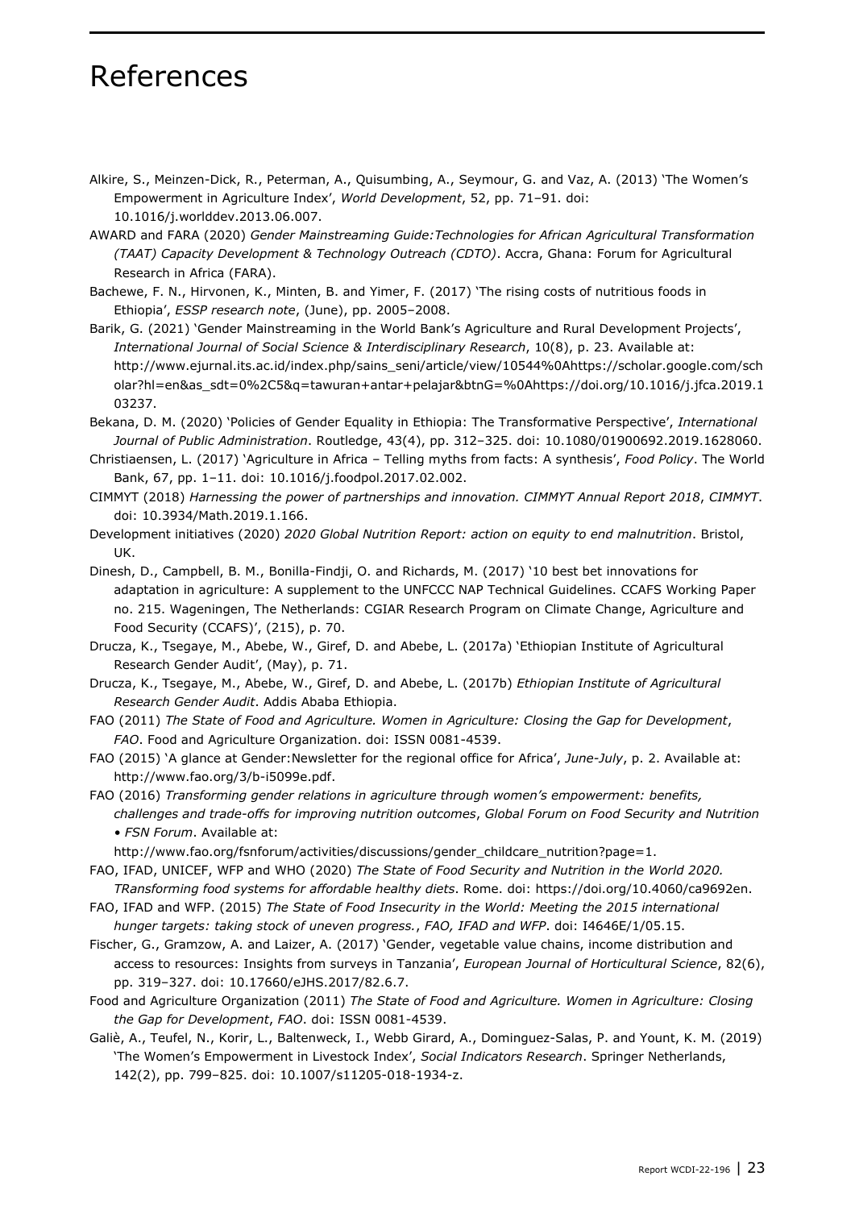# References

Alkire, S., Meinzen-Dick, R., Peterman, A., Quisumbing, A., Seymour, G. and Vaz, A. (2013) 'The Women's Empowerment in Agriculture Index', *World Development*, 52, pp. 71–91. doi: 10.1016/j.worlddev.2013.06.007.

AWARD and FARA (2020) *Gender Mainstreaming Guide:Technologies for African Agricultural Transformation (TAAT) Capacity Development & Technology Outreach (CDTO)*. Accra, Ghana: Forum for Agricultural Research in Africa (FARA).

Bachewe, F. N., Hirvonen, K., Minten, B. and Yimer, F. (2017) 'The rising costs of nutritious foods in Ethiopia', *ESSP research note*, (June), pp. 2005–2008.

Barik, G. (2021) 'Gender Mainstreaming in the World Bank's Agriculture and Rural Development Projects', *International Journal of Social Science & Interdisciplinary Research*, 10(8), p. 23. Available at: http://www.ejurnal.its.ac.id/index.php/sains_seni/article/view/10544%0Ahttps://scholar.google.com/scholar?hl=en&as_sdt=0%2C5&q=tawuran+antar+pelajar&btnG=%0Ahttps://doi.org/10.1016/j.jfca.2019.103237.

Bekana, D. M. (2020) 'Policies of Gender Equality in Ethiopia: The Transformative Perspective', *International Journal of Public Administration*. Routledge, 43(4), pp. 312–325. doi: 10.1080/01900692.2019.1628060.

Christiaensen, L. (2017) 'Agriculture in Africa – Telling myths from facts: A synthesis', *Food Policy*. The World Bank, 67, pp. 1–11. doi: 10.1016/j.foodpol.2017.02.002.

CIMMYT (2018) *Harnessing the power of partnerships and innovation. CIMMYT Annual Report 2018*, *CIMMYT*. doi: 10.3934/Math.2019.1.166.

Development initiatives (2020) *2020 Global Nutrition Report: action on equity to end malnutrition*. Bristol, UK.

Dinesh, D., Campbell, B. M., Bonilla-Findji, O. and Richards, M. (2017) '10 best bet innovations for adaptation in agriculture: A supplement to the UNFCCC NAP Technical Guidelines. CCAFS Working Paper no. 215. Wageningen, The Netherlands: CGIAR Research Program on Climate Change, Agriculture and Food Security (CCAFS)', (215), p. 70.

Drucza, K., Tsegaye, M., Abebe, W., Giref, D. and Abebe, L. (2017a) 'Ethiopian Institute of Agricultural Research Gender Audit', (May), p. 71.

Drucza, K., Tsegaye, M., Abebe, W., Giref, D. and Abebe, L. (2017b) *Ethiopian Institute of Agricultural Research Gender Audit*. Addis Ababa Ethiopia.

FAO (2011) *The State of Food and Agriculture. Women in Agriculture: Closing the Gap for Development*, *FAO*. Food and Agriculture Organization. doi: ISSN 0081-4539.

FAO (2015) 'A glance at Gender:Newsletter for the regional office for Africa', *June-July*, p. 2. Available at: http://www.fao.org/3/b-i5099e.pdf.

FAO (2016) *Transforming gender relations in agriculture through women's empowerment: benefits, challenges and trade-offs for improving nutrition outcomes*, *Global Forum on Food Security and Nutrition • FSN Forum*. Available at: http://www.fao.org/fsnforum/activities/discussions/gender_childcare_nutrition?page=1.

FAO, IFAD, UNICEF, WFP and WHO (2020) *The State of Food Security and Nutrition in the World 2020. TRansforming food systems for affordable healthy diets*. Rome. doi: https://doi.org/10.4060/ca9692en.

FAO, IFAD and WFP. (2015) *The State of Food Insecurity in the World: Meeting the 2015 international hunger targets: taking stock of uneven progress.*, *FAO, IFAD and WFP*. doi: I4646E/1/05.15.

Fischer, G., Gramzow, A. and Laizer, A. (2017) 'Gender, vegetable value chains, income distribution and access to resources: Insights from surveys in Tanzania', *European Journal of Horticultural Science*, 82(6), pp. 319–327. doi: 10.17660/eJHS.2017/82.6.7.

Food and Agriculture Organization (2011) *The State of Food and Agriculture. Women in Agriculture: Closing the Gap for Development*, *FAO*. doi: ISSN 0081-4539.

Galiè, A., Teufel, N., Korir, L., Baltenweck, I., Webb Girard, A., Dominguez-Salas, P. and Yount, K. M. (2019) 'The Women's Empowerment in Livestock Index', *Social Indicators Research*. Springer Netherlands, 142(2), pp. 799–825. doi: 10.1007/s11205-018-1934-z.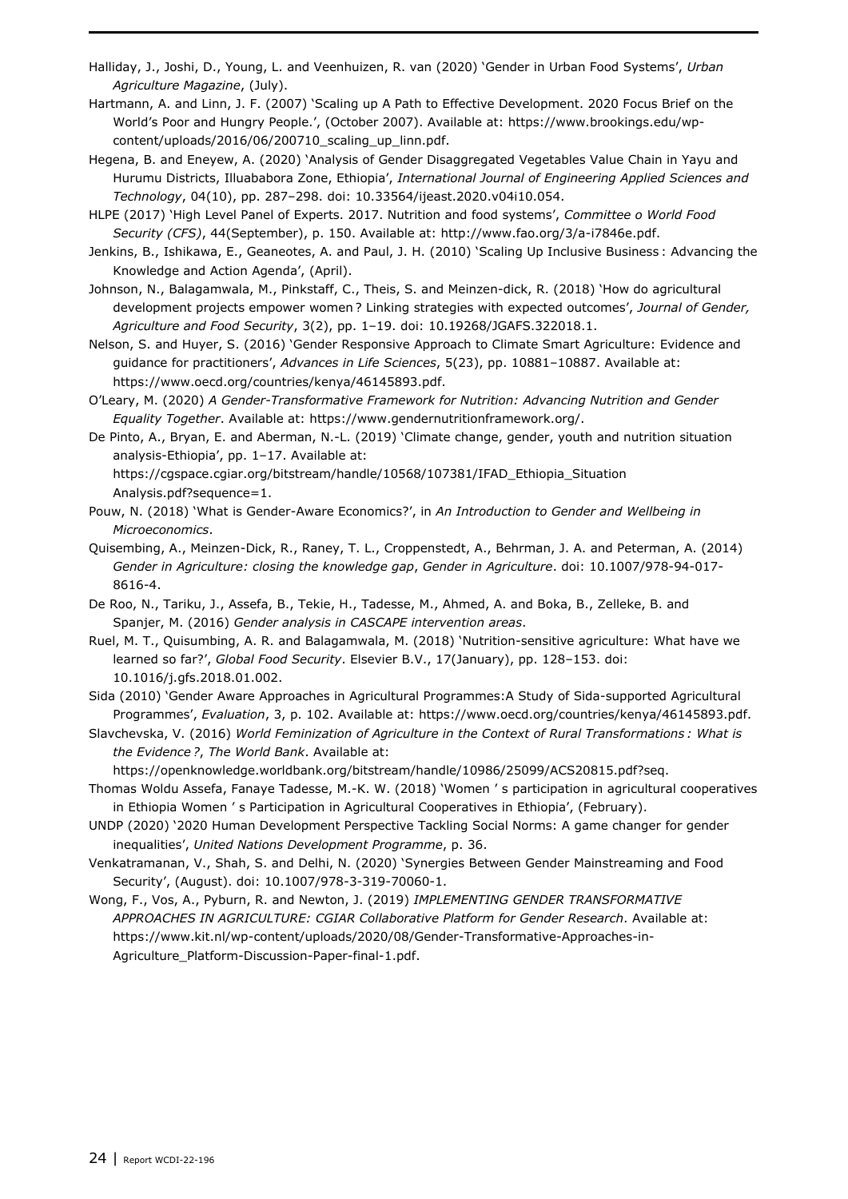Halliday, J., Joshi, D., Young, L. and Veenhuizen, R. van (2020) 'Gender in Urban Food Systems', *Urban Agriculture Magazine*, (July).

Hartmann, A. and Linn, J. F. (2007) 'Scaling up A Path to Effective Development. 2020 Focus Brief on the World's Poor and Hungry People.', (October 2007). Available at: https://www.brookings.edu/wp-content/uploads/2016/06/200710_scaling_up_linn.pdf.

Hegena, B. and Eneyew, A. (2020) 'Analysis of Gender Disaggregated Vegetables Value Chain in Yayu and Hurumu Districts, Illuababora Zone, Ethiopia', *International Journal of Engineering Applied Sciences and Technology*, 04(10), pp. 287–298. doi: 10.33564/ijeast.2020.v04i10.054.

HLPE (2017) 'High Level Panel of Experts. 2017. Nutrition and food systems', *Committee o World Food Security (CFS)*, 44(September), p. 150. Available at: http://www.fao.org/3/a-i7846e.pdf.

Jenkins, B., Ishikawa, E., Geaneotes, A. and Paul, J. H. (2010) 'Scaling Up Inclusive Business : Advancing the Knowledge and Action Agenda', (April).

Johnson, N., Balagamwala, M., Pinkstaff, C., Theis, S. and Meinzen-dick, R. (2018) 'How do agricultural development projects empower women ? Linking strategies with expected outcomes', *Journal of Gender, Agriculture and Food Security*, 3(2), pp. 1–19. doi: 10.19268/JGAFS.322018.1.

Nelson, S. and Huyer, S. (2016) 'Gender Responsive Approach to Climate Smart Agriculture: Evidence and guidance for practitioners', *Advances in Life Sciences*, 5(23), pp. 10881–10887. Available at: https://www.oecd.org/countries/kenya/46145893.pdf.

O'Leary, M. (2020) *A Gender-Transformative Framework for Nutrition: Advancing Nutrition and Gender Equality Together*. Available at: https://www.gendernutritionframework.org/.

De Pinto, A., Bryan, E. and Aberman, N.-L. (2019) 'Climate change, gender, youth and nutrition situation analysis-Ethiopia', pp. 1–17. Available at: https://cgspace.cgiar.org/bitstream/handle/10568/107381/IFAD_Ethiopia_Situation Analysis.pdf?sequence=1.

Pouw, N. (2018) 'What is Gender-Aware Economics?', in *An Introduction to Gender and Wellbeing in Microeconomics*.

Quisembing, A., Meinzen-Dick, R., Raney, T. L., Croppenstedt, A., Behrman, J. A. and Peterman, A. (2014) *Gender in Agriculture: closing the knowledge gap*, *Gender in Agriculture*. doi: 10.1007/978-94-017-8616-4.

De Roo, N., Tariku, J., Assefa, B., Tekie, H., Tadesse, M., Ahmed, A. and Boka, B., Zelleke, B. and Spanjer, M. (2016) *Gender analysis in CASCAPE intervention areas*.

Ruel, M. T., Quisumbing, A. R. and Balagamwala, M. (2018) 'Nutrition-sensitive agriculture: What have we learned so far?', *Global Food Security*. Elsevier B.V., 17(January), pp. 128–153. doi: 10.1016/j.gfs.2018.01.002.

Sida (2010) 'Gender Aware Approaches in Agricultural Programmes:A Study of Sida-supported Agricultural Programmes', *Evaluation*, 3, p. 102. Available at: https://www.oecd.org/countries/kenya/46145893.pdf.

Slavchevska, V. (2016) *World Feminization of Agriculture in the Context of Rural Transformations : What is the Evidence ?*, *The World Bank*. Available at: https://openknowledge.worldbank.org/bitstream/handle/10986/25099/ACS20815.pdf?seq.

Thomas Woldu Assefa, Fanaye Tadesse, M.-K. W. (2018) 'Women ' s participation in agricultural cooperatives in Ethiopia Women ' s Participation in Agricultural Cooperatives in Ethiopia', (February).

UNDP (2020) '2020 Human Development Perspective Tackling Social Norms: A game changer for gender inequalities', *United Nations Development Programme*, p. 36.

Venkatramanan, V., Shah, S. and Delhi, N. (2020) 'Synergies Between Gender Mainstreaming and Food Security', (August). doi: 10.1007/978-3-319-70060-1.

Wong, F., Vos, A., Pyburn, R. and Newton, J. (2019) *IMPLEMENTING GENDER TRANSFORMATIVE APPROACHES IN AGRICULTURE: CGIAR Collaborative Platform for Gender Research*. Available at: https://www.kit.nl/wp-content/uploads/2020/08/Gender-Transformative-Approaches-in-Agriculture_Platform-Discussion-Paper-final-1.pdf.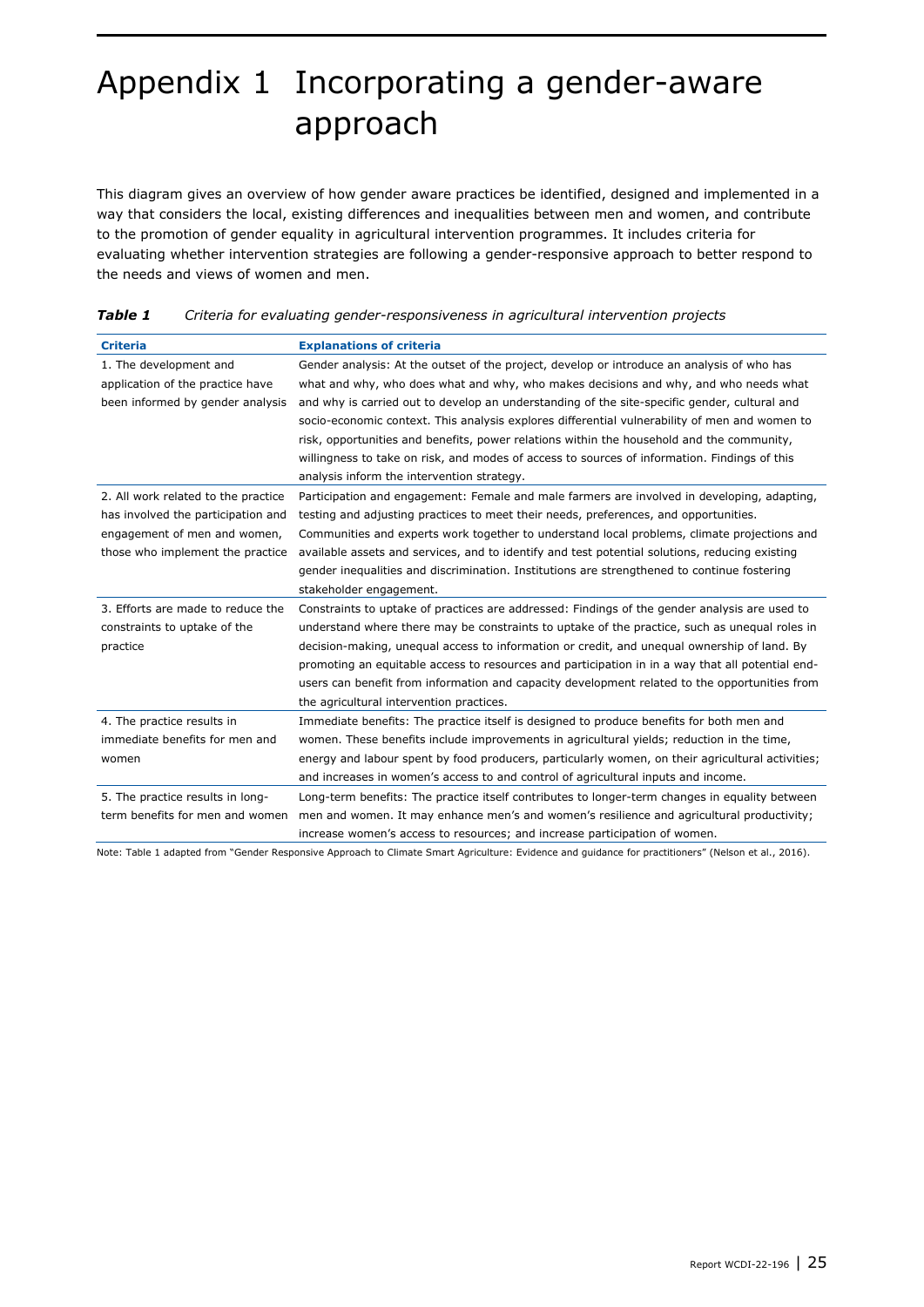# Appendix 1 Incorporating a gender-aware approach

This diagram gives an overview of how gender aware practices be identified, designed and implemented in a way that considers the local, existing differences and inequalities between men and women, and contribute to the promotion of gender equality in agricultural intervention programmes. It includes criteria for evaluating whether intervention strategies are following a gender-responsive approach to better respond to the needs and views of women and men.

***Table 1*** *Criteria for evaluating gender-responsiveness in agricultural intervention projects*

| Criteria | Explanations of criteria |
|---|---|
| 1. The development and application of the practice have been informed by gender analysis | Gender analysis: At the outset of the project, develop or introduce an analysis of who has what and why, who does what and why, who makes decisions and why, and who needs what and why is carried out to develop an understanding of the site-specific gender, cultural and socio-economic context. This analysis explores differential vulnerability of men and women to risk, opportunities and benefits, power relations within the household and the community, willingness to take on risk, and modes of access to sources of information. Findings of this analysis inform the intervention strategy. |
| 2. All work related to the practice has involved the participation and engagement of men and women, those who implement the practice | Participation and engagement: Female and male farmers are involved in developing, adapting, testing and adjusting practices to meet their needs, preferences, and opportunities. Communities and experts work together to understand local problems, climate projections and available assets and services, and to identify and test potential solutions, reducing existing gender inequalities and discrimination. Institutions are strengthened to continue fostering stakeholder engagement. |
| 3. Efforts are made to reduce the constraints to uptake of the practice | Constraints to uptake of practices are addressed: Findings of the gender analysis are used to understand where there may be constraints to uptake of the practice, such as unequal roles in decision-making, unequal access to information or credit, and unequal ownership of land. By promoting an equitable access to resources and participation in in a way that all potential end-users can benefit from information and capacity development related to the opportunities from the agricultural intervention practices. |
| 4. The practice results in immediate benefits for men and women | Immediate benefits: The practice itself is designed to produce benefits for both men and women. These benefits include improvements in agricultural yields; reduction in the time, energy and labour spent by food producers, particularly women, on their agricultural activities; and increases in women's access to and control of agricultural inputs and income. |
| 5. The practice results in long-term benefits for men and women | Long-term benefits: The practice itself contributes to longer-term changes in equality between men and women. It may enhance men's and women's resilience and agricultural productivity; increase women's access to resources; and increase participation of women. |

Note: Table 1 adapted from "Gender Responsive Approach to Climate Smart Agriculture: Evidence and guidance for practitioners" (Nelson et al., 2016).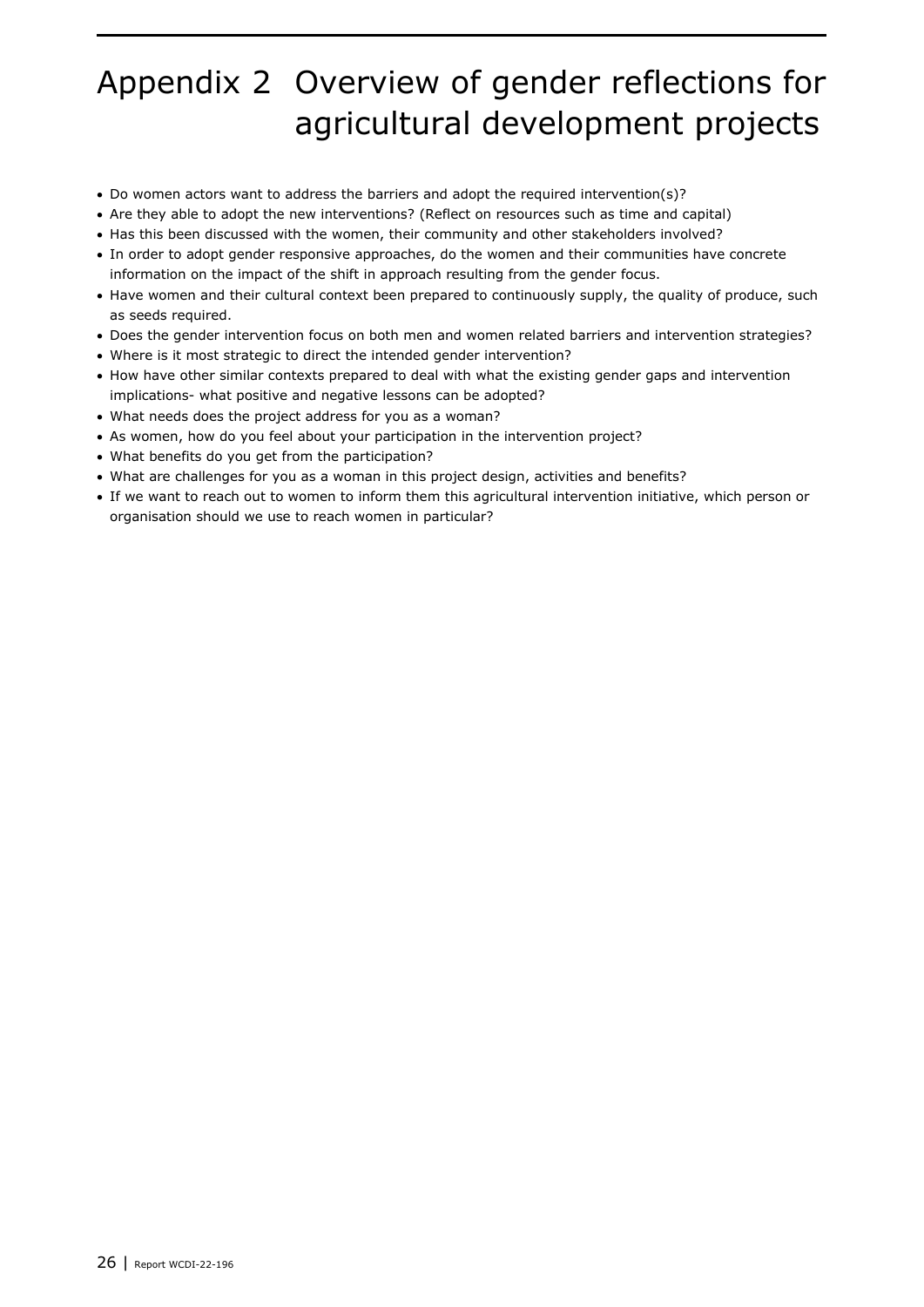# Appendix 2 Overview of gender reflections for agricultural development projects

- Do women actors want to address the barriers and adopt the required intervention(s)?
- Are they able to adopt the new interventions? (Reflect on resources such as time and capital)
- Has this been discussed with the women, their community and other stakeholders involved?
- In order to adopt gender responsive approaches, do the women and their communities have concrete information on the impact of the shift in approach resulting from the gender focus.
- Have women and their cultural context been prepared to continuously supply, the quality of produce, such as seeds required.
- Does the gender intervention focus on both men and women related barriers and intervention strategies?
- Where is it most strategic to direct the intended gender intervention?
- How have other similar contexts prepared to deal with what the existing gender gaps and intervention implications- what positive and negative lessons can be adopted?
- What needs does the project address for you as a woman?
- As women, how do you feel about your participation in the intervention project?
- What benefits do you get from the participation?
- What are challenges for you as a woman in this project design, activities and benefits?
- If we want to reach out to women to inform them this agricultural intervention initiative, which person or organisation should we use to reach women in particular?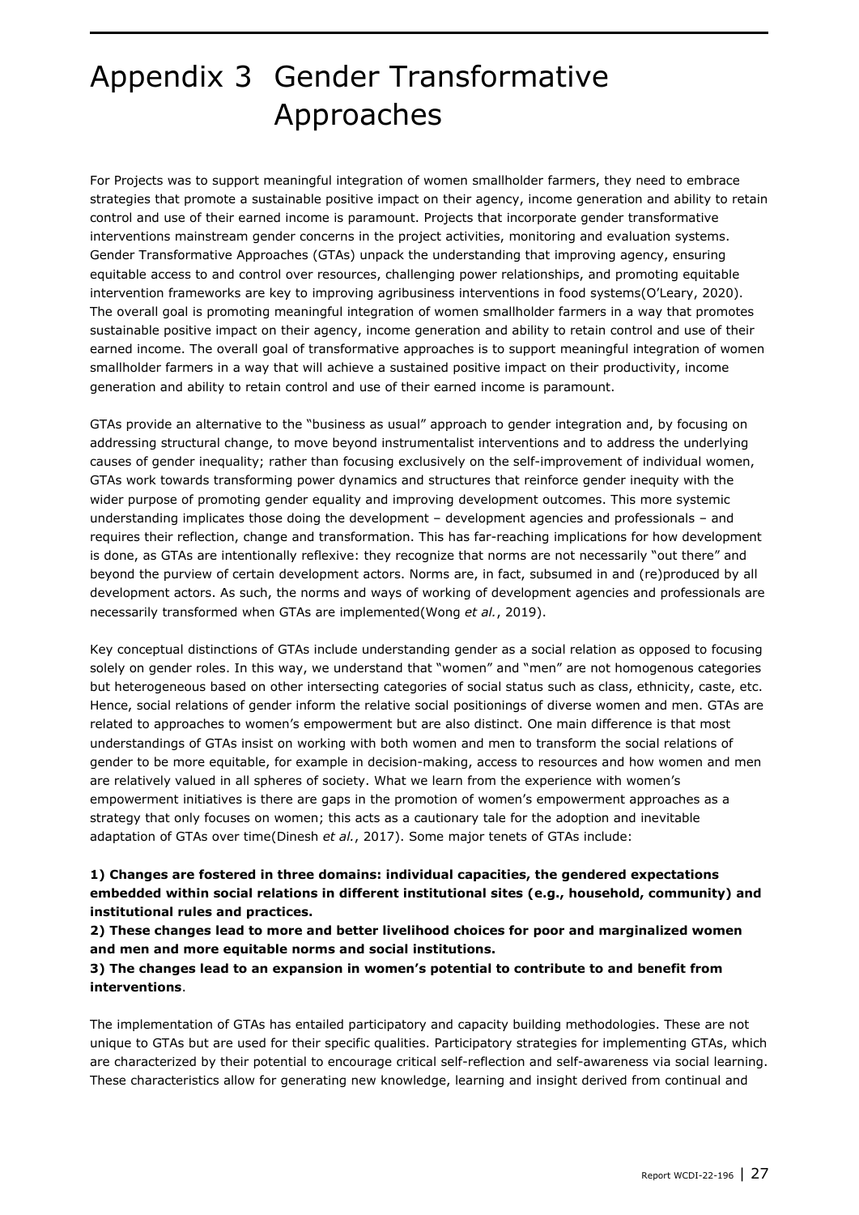# Appendix 3 Gender Transformative Approaches

For Projects was to support meaningful integration of women smallholder farmers, they need to embrace strategies that promote a sustainable positive impact on their agency, income generation and ability to retain control and use of their earned income is paramount. Projects that incorporate gender transformative interventions mainstream gender concerns in the project activities, monitoring and evaluation systems. Gender Transformative Approaches (GTAs) unpack the understanding that improving agency, ensuring equitable access to and control over resources, challenging power relationships, and promoting equitable intervention frameworks are key to improving agribusiness interventions in food systems(O'Leary, 2020). The overall goal is promoting meaningful integration of women smallholder farmers in a way that promotes sustainable positive impact on their agency, income generation and ability to retain control and use of their earned income. The overall goal of transformative approaches is to support meaningful integration of women smallholder farmers in a way that will achieve a sustained positive impact on their productivity, income generation and ability to retain control and use of their earned income is paramount.

GTAs provide an alternative to the "business as usual" approach to gender integration and, by focusing on addressing structural change, to move beyond instrumentalist interventions and to address the underlying causes of gender inequality; rather than focusing exclusively on the self-improvement of individual women, GTAs work towards transforming power dynamics and structures that reinforce gender inequity with the wider purpose of promoting gender equality and improving development outcomes. This more systemic understanding implicates those doing the development – development agencies and professionals – and requires their reflection, change and transformation. This has far-reaching implications for how development is done, as GTAs are intentionally reflexive: they recognize that norms are not necessarily "out there" and beyond the purview of certain development actors. Norms are, in fact, subsumed in and (re)produced by all development actors. As such, the norms and ways of working of development agencies and professionals are necessarily transformed when GTAs are implemented(Wong *et al.*, 2019).

Key conceptual distinctions of GTAs include understanding gender as a social relation as opposed to focusing solely on gender roles. In this way, we understand that "women" and "men" are not homogenous categories but heterogeneous based on other intersecting categories of social status such as class, ethnicity, caste, etc. Hence, social relations of gender inform the relative social positionings of diverse women and men. GTAs are related to approaches to women's empowerment but are also distinct. One main difference is that most understandings of GTAs insist on working with both women and men to transform the social relations of gender to be more equitable, for example in decision-making, access to resources and how women and men are relatively valued in all spheres of society. What we learn from the experience with women's empowerment initiatives is there are gaps in the promotion of women's empowerment approaches as a strategy that only focuses on women; this acts as a cautionary tale for the adoption and inevitable adaptation of GTAs over time(Dinesh *et al.*, 2017). Some major tenets of GTAs include:

**1) Changes are fostered in three domains: individual capacities, the gendered expectations embedded within social relations in different institutional sites (e.g., household, community) and institutional rules and practices.**
**2) These changes lead to more and better livelihood choices for poor and marginalized women and men and more equitable norms and social institutions.**
**3) The changes lead to an expansion in women's potential to contribute to and benefit from interventions**.

The implementation of GTAs has entailed participatory and capacity building methodologies. These are not unique to GTAs but are used for their specific qualities. Participatory strategies for implementing GTAs, which are characterized by their potential to encourage critical self-reflection and self-awareness via social learning. These characteristics allow for generating new knowledge, learning and insight derived from continual and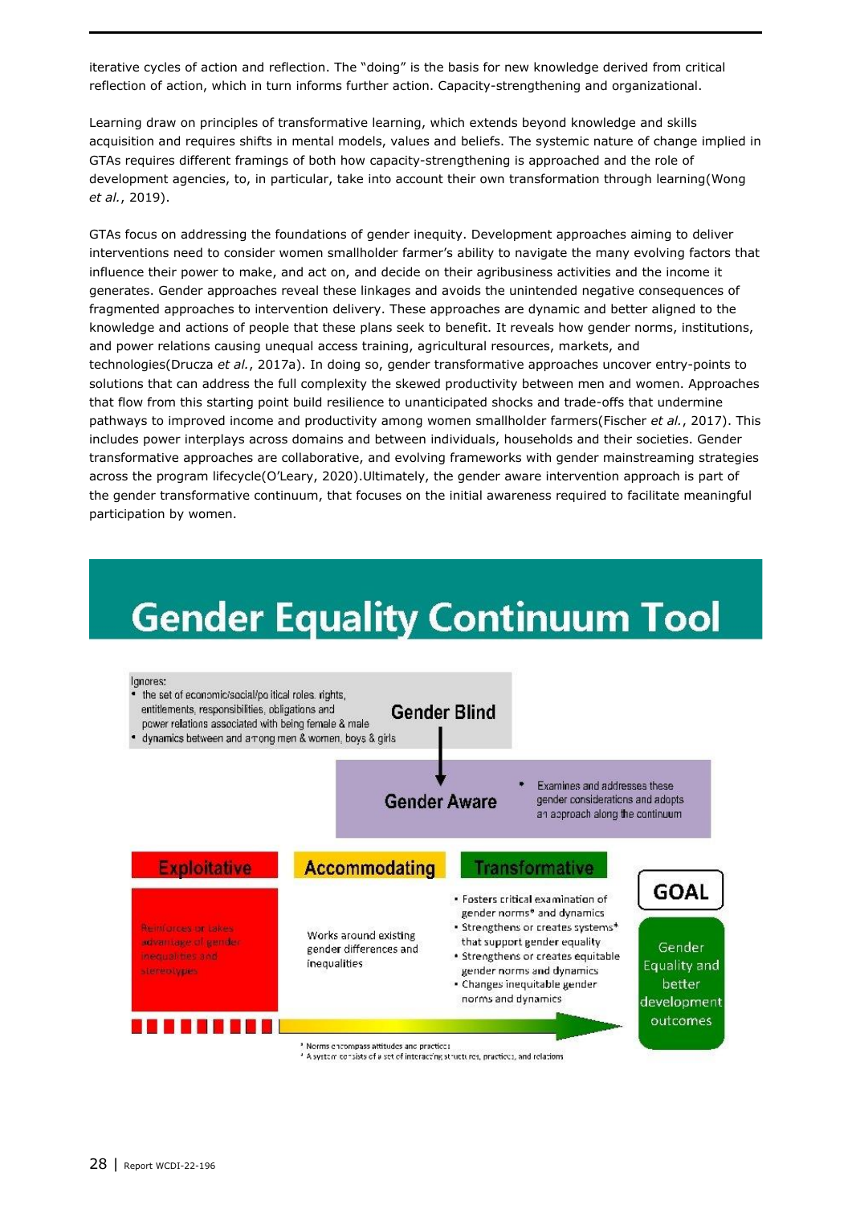iterative cycles of action and reflection. The "doing" is the basis for new knowledge derived from critical reflection of action, which in turn informs further action. Capacity-strengthening and organizational.

Learning draw on principles of transformative learning, which extends beyond knowledge and skills acquisition and requires shifts in mental models, values and beliefs. The systemic nature of change implied in GTAs requires different framings of both how capacity-strengthening is approached and the role of development agencies, to, in particular, take into account their own transformation through learning(Wong *et al.*, 2019).

GTAs focus on addressing the foundations of gender inequity. Development approaches aiming to deliver interventions need to consider women smallholder farmer's ability to navigate the many evolving factors that influence their power to make, and act on, and decide on their agribusiness activities and the income it generates. Gender approaches reveal these linkages and avoids the unintended negative consequences of fragmented approaches to intervention delivery. These approaches are dynamic and better aligned to the knowledge and actions of people that these plans seek to benefit. It reveals how gender norms, institutions, and power relations causing unequal access training, agricultural resources, markets, and technologies(Drucza *et al.*, 2017a). In doing so, gender transformative approaches uncover entry-points to solutions that can address the full complexity the skewed productivity between men and women. Approaches that flow from this starting point build resilience to unanticipated shocks and trade-offs that undermine pathways to improved income and productivity among women smallholder farmers(Fischer *et al.*, 2017). This includes power interplays across domains and between individuals, households and their societies. Gender transformative approaches are collaborative, and evolving frameworks with gender mainstreaming strategies across the program lifecycle(O'Leary, 2020).Ultimately, the gender aware intervention approach is part of the gender transformative continuum, that focuses on the initial awareness required to facilitate meaningful participation by women.

## Gender Equality Continuum Tool

**Gender Blind**

Ignores:
- the set of economic/social/political roles, rights, entitlements, responsibilities, obligations and power relations associated with being female & male
- dynamics between and among men & women, boys & girls

**Gender Aware**

- Examines and addresses these gender considerations and adopts an approach along the continuum

**Exploitative**

Reinforces or takes advantage of gender inequalities and stereotypes

**Accommodating**

Works around existing gender differences and inequalities

**Transformative**

- Fosters critical examination of gender norms* and dynamics
- Strengthens or creates systems* that support gender equality
- Strengthens or creates equitable gender norms and dynamics
- Changes inequitable gender norms and dynamics

**GOAL**

Gender Equality and better development outcomes

* Norms encompass attitudes and practices
* A system consists of a set of interacting structures, practices, and relations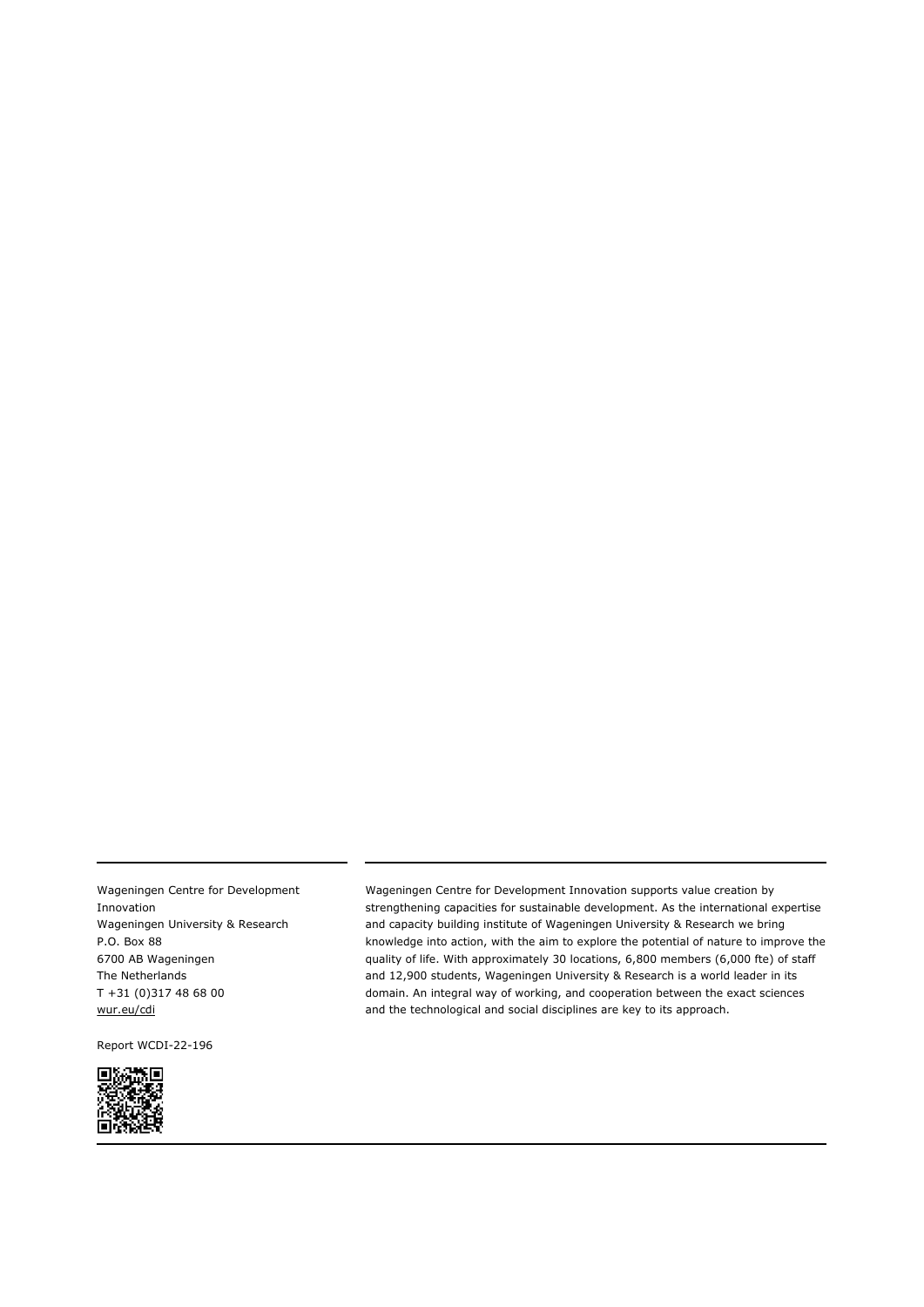Wageningen Centre for Development Innovation
Wageningen University & Research
P.O. Box 88
6700 AB Wageningen
The Netherlands
T +31 (0)317 48 68 00
wur.eu/cdi

Report WCDI-22-196

Wageningen Centre for Development Innovation supports value creation by strengthening capacities for sustainable development. As the international expertise and capacity building institute of Wageningen University & Research we bring knowledge into action, with the aim to explore the potential of nature to improve the quality of life. With approximately 30 locations, 6,800 members (6,000 fte) of staff and 12,900 students, Wageningen University & Research is a world leader in its domain. An integral way of working, and cooperation between the exact sciences and the technological and social disciplines are key to its approach.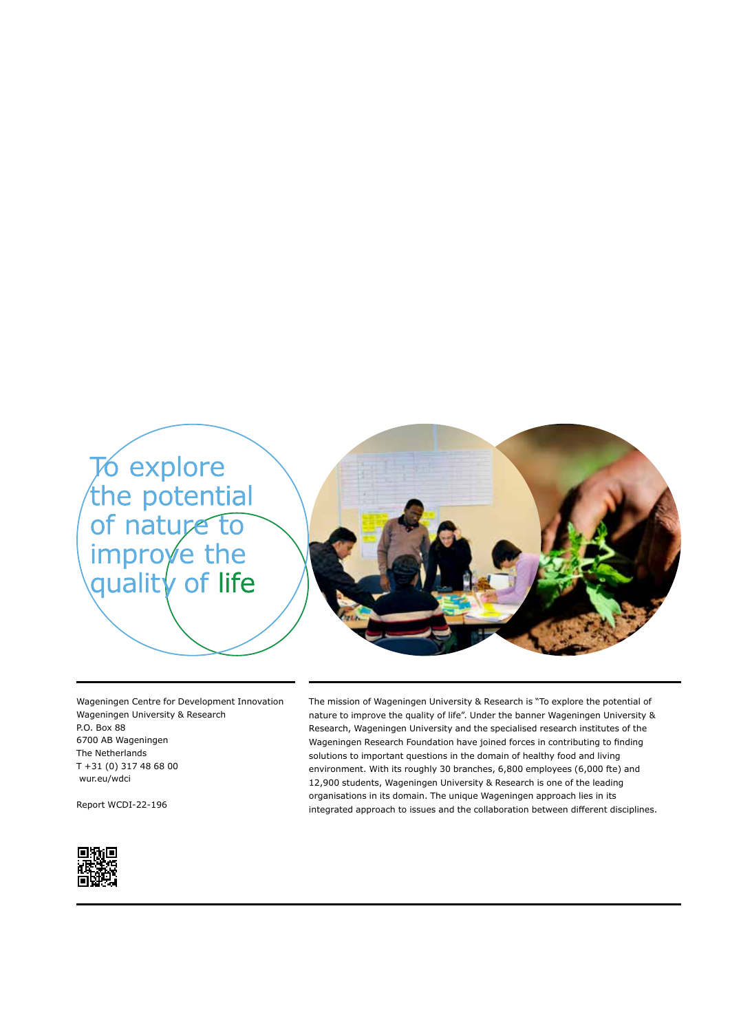To explore the potential of nature to improve the quality of life

Wageningen Centre for Development Innovation
Wageningen University & Research
P.O. Box 88
6700 AB Wageningen
The Netherlands
T +31 (0) 317 48 68 00
wur.eu/wdci

Report WCDI-22-196

The mission of Wageningen University & Research is "To explore the potential of nature to improve the quality of life". Under the banner Wageningen University & Research, Wageningen University and the specialised research institutes of the Wageningen Research Foundation have joined forces in contributing to finding solutions to important questions in the domain of healthy food and living environment. With its roughly 30 branches, 6,800 employees (6,000 fte) and 12,900 students, Wageningen University & Research is one of the leading organisations in its domain. The unique Wageningen approach lies in its integrated approach to issues and the collaboration between different disciplines.